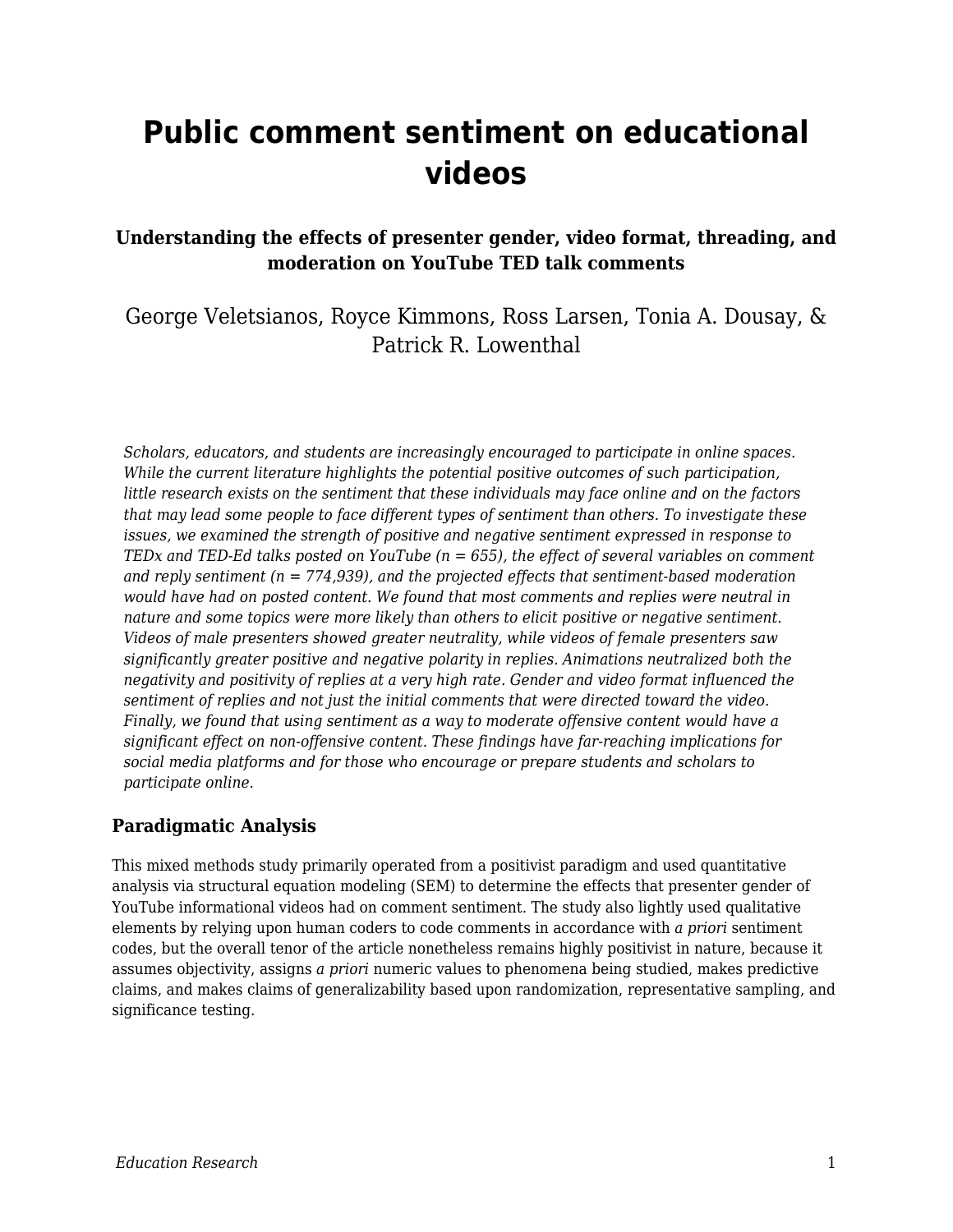# Public comment sentiment on educational videos

### Understanding the effects of presenter gender, video format, threading, and moderation on YouTube TED talk comments

George Veletsianos, Royce Kimmons, Ross Larsen, Tonia A. Dousay, & Patrick R. Lowenthal

*Scholars, educators, and students are increasingly encouraged to participate in online spaces. While the current literature highlights the potential positive outcomes of such participation, little research exists on the sentiment that these individuals may face online and on the factors that may lead some people to face different types of sentiment than others. To investigate these issues, we examined the strength of positive and negative sentiment expressed in response to TEDx and TED-Ed talks posted on YouTube (n = 655), the effect of several variables on comment and reply sentiment (n = 774,939), and the projected effects that sentiment-based moderation would have had on posted content. We found that most comments and replies were neutral in nature and some topics were more likely than others to elicit positive or negative sentiment. Videos of male presenters showed greater neutrality, while videos of female presenters saw significantly greater positive and negative polarity in replies. Animations neutralized both the negativity and positivity of replies at a very high rate. Gender and video format influenced the sentiment of replies and not just the initial comments that were directed toward the video. Finally, we found that using sentiment as a way to moderate offensive content would have a significant effect on non-offensive content. These findings have far-reaching implications for social media platforms and for those who encourage or prepare students and scholars to participate online.*

## Paradigmatic Analysis

This mixed methods study primarily operated from a positivist paradigm and used quantitative analysis via structural equation modeling (SEM) to determine the effects that presenter gender of YouTube informational videos had on comment sentiment. The study also lightly used qualitative elements by relying upon human coders to code comments in accordance with *a priori* sentiment codes, but the overall tenor of the article nonetheless remains highly positivist in nature, because it assumes objectivity, assigns *a priori* numeric values to phenomena being studied, makes predictive claims, and makes claims of generalizability based upon randomization, representative sampling, and significance testing.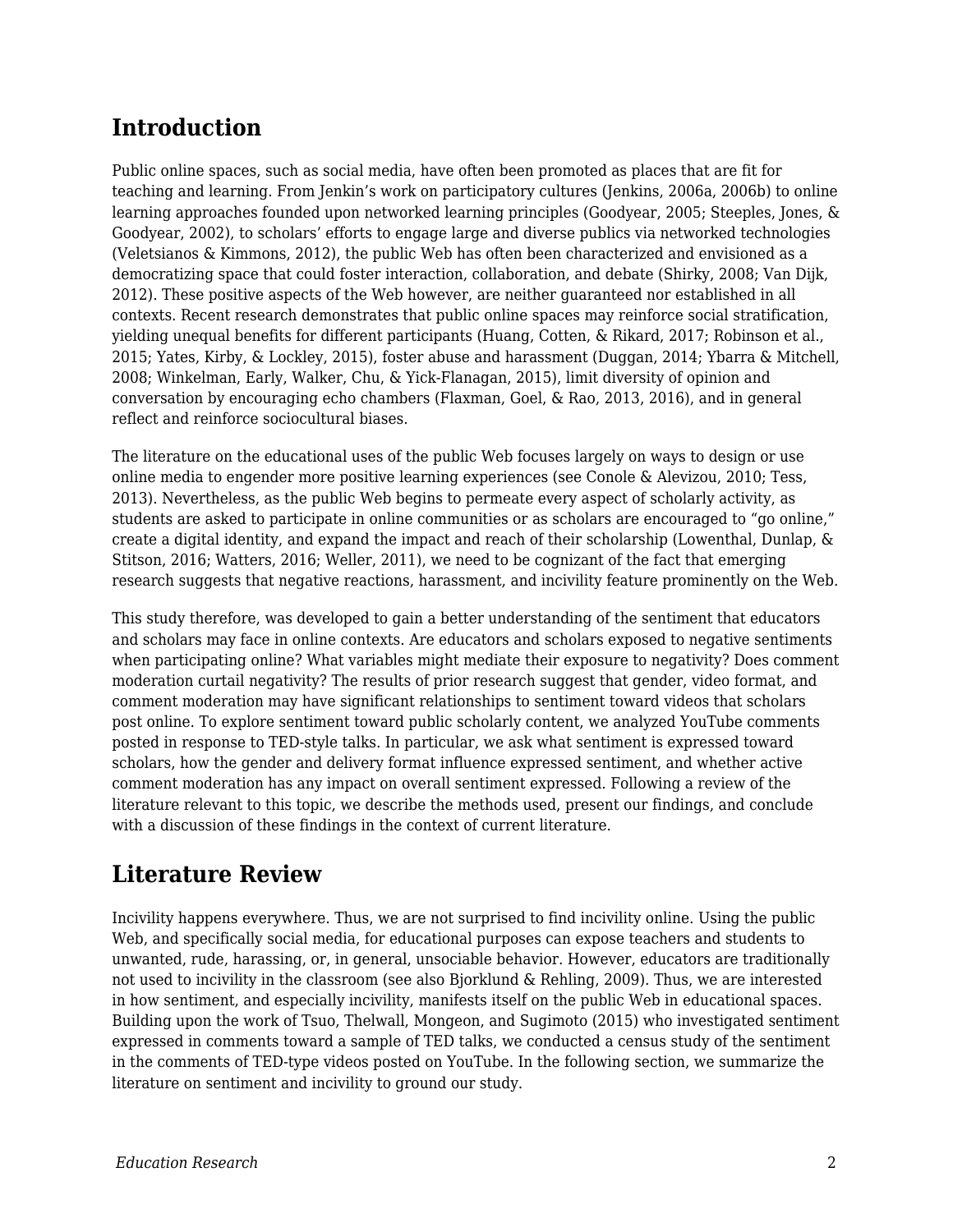## Introduction

Public online spaces, such as social media, have often been promoted as places that are fit for teaching and learning. From Jenkin's work on participatory cultures (Jenkins, 2006a, 2006b) to online learning approaches founded upon networked learning principles (Goodyear, 2005; Steeples, Jones, & Goodyear, 2002), to scholars' efforts to engage large and diverse publics via networked technologies (Veletsianos & Kimmons, 2012), the public Web has often been characterized and envisioned as a democratizing space that could foster interaction, collaboration, and debate (Shirky, 2008; Van Dijk, 2012). These positive aspects of the Web however, are neither guaranteed nor established in all contexts. Recent research demonstrates that public online spaces may reinforce social stratification, yielding unequal benefits for different participants (Huang, Cotten, & Rikard, 2017; Robinson et al., 2015; Yates, Kirby, & Lockley, 2015), foster abuse and harassment (Duggan, 2014; Ybarra & Mitchell, 2008; Winkelman, Early, Walker, Chu, & Yick-Flanagan, 2015), limit diversity of opinion and conversation by encouraging echo chambers (Flaxman, Goel, & Rao, 2013, 2016), and in general reflect and reinforce sociocultural biases.

The literature on the educational uses of the public Web focuses largely on ways to design or use online media to engender more positive learning experiences (see Conole & Alevizou, 2010; Tess, 2013). Nevertheless, as the public Web begins to permeate every aspect of scholarly activity, as students are asked to participate in online communities or as scholars are encouraged to "go online," create a digital identity, and expand the impact and reach of their scholarship (Lowenthal, Dunlap, & Stitson, 2016; Watters, 2016; Weller, 2011), we need to be cognizant of the fact that emerging research suggests that negative reactions, harassment, and incivility feature prominently on the Web.

This study therefore, was developed to gain a better understanding of the sentiment that educators and scholars may face in online contexts. Are educators and scholars exposed to negative sentiments when participating online? What variables might mediate their exposure to negativity? Does comment moderation curtail negativity? The results of prior research suggest that gender, video format, and comment moderation may have significant relationships to sentiment toward videos that scholars post online. To explore sentiment toward public scholarly content, we analyzed YouTube comments posted in response to TED-style talks. In particular, we ask what sentiment is expressed toward scholars, how the gender and delivery format influence expressed sentiment, and whether active comment moderation has any impact on overall sentiment expressed. Following a review of the literature relevant to this topic, we describe the methods used, present our findings, and conclude with a discussion of these findings in the context of current literature.

## Literature Review

Incivility happens everywhere. Thus, we are not surprised to find incivility online. Using the public Web, and specifically social media, for educational purposes can expose teachers and students to unwanted, rude, harassing, or, in general, unsociable behavior. However, educators are traditionally not used to incivility in the classroom (see also Bjorklund & Rehling, 2009). Thus, we are interested in how sentiment, and especially incivility, manifests itself on the public Web in educational spaces. Building upon the work of Tsuo, Thelwall, Mongeon, and Sugimoto (2015) who investigated sentiment expressed in comments toward a sample of TED talks, we conducted a census study of the sentiment in the comments of TED-type videos posted on YouTube. In the following section, we summarize the literature on sentiment and incivility to ground our study.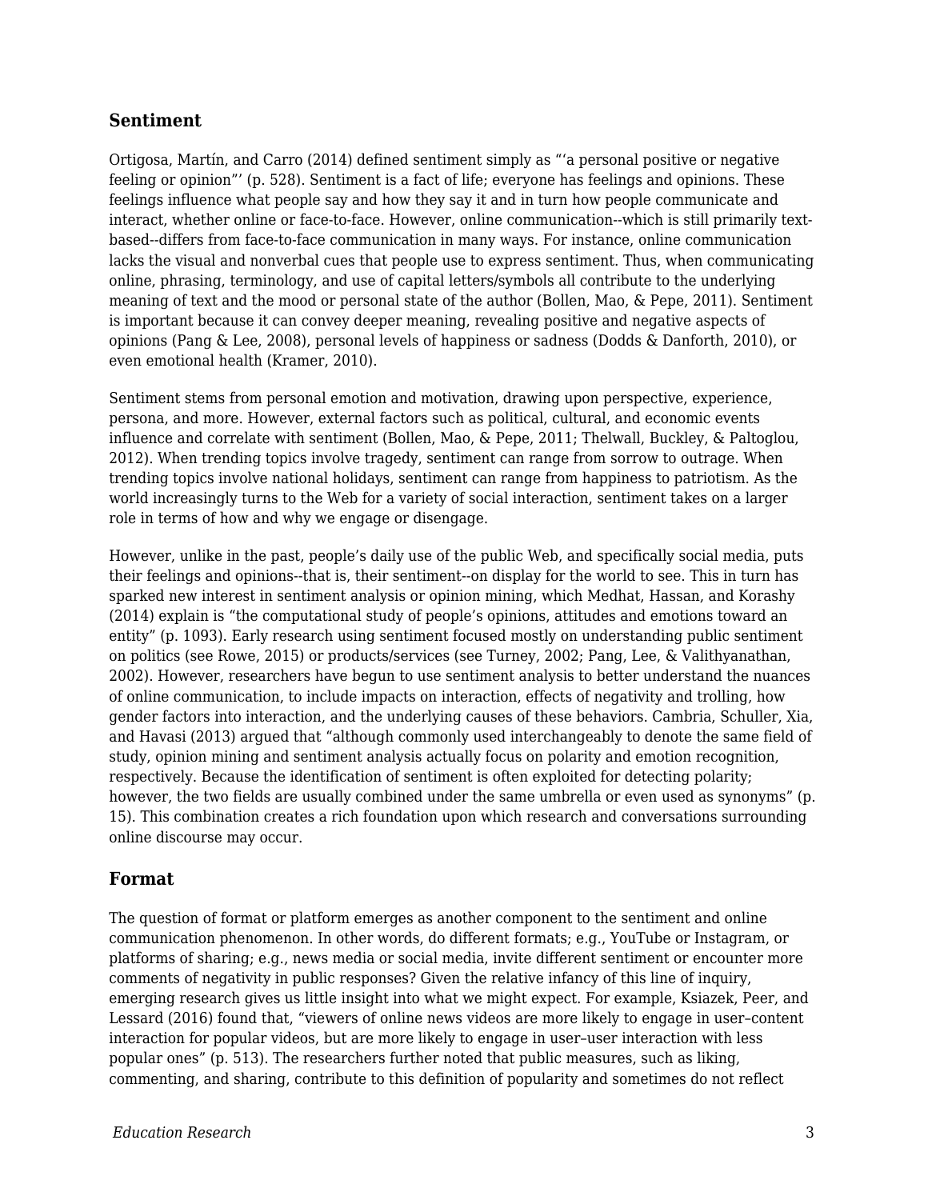## Sentiment

Ortigosa, Martín, and Carro (2014) defined sentiment simply as "'a personal positive or negative feeling or opinion"' (p. 528). Sentiment is a fact of life; everyone has feelings and opinions. These feelings influence what people say and how they say it and in turn how people communicate and interact, whether online or face-to-face. However, online communication--which is still primarily text-based--differs from face-to-face communication in many ways. For instance, online communication lacks the visual and nonverbal cues that people use to express sentiment. Thus, when communicating online, phrasing, terminology, and use of capital letters/symbols all contribute to the underlying meaning of text and the mood or personal state of the author (Bollen, Mao, & Pepe, 2011). Sentiment is important because it can convey deeper meaning, revealing positive and negative aspects of opinions (Pang & Lee, 2008), personal levels of happiness or sadness (Dodds & Danforth, 2010), or even emotional health (Kramer, 2010).

Sentiment stems from personal emotion and motivation, drawing upon perspective, experience, persona, and more. However, external factors such as political, cultural, and economic events influence and correlate with sentiment (Bollen, Mao, & Pepe, 2011; Thelwall, Buckley, & Paltoglou, 2012). When trending topics involve tragedy, sentiment can range from sorrow to outrage. When trending topics involve national holidays, sentiment can range from happiness to patriotism. As the world increasingly turns to the Web for a variety of social interaction, sentiment takes on a larger role in terms of how and why we engage or disengage.

However, unlike in the past, people's daily use of the public Web, and specifically social media, puts their feelings and opinions--that is, their sentiment--on display for the world to see. This in turn has sparked new interest in sentiment analysis or opinion mining, which Medhat, Hassan, and Korashy (2014) explain is "the computational study of people's opinions, attitudes and emotions toward an entity" (p. 1093). Early research using sentiment focused mostly on understanding public sentiment on politics (see Rowe, 2015) or products/services (see Turney, 2002; Pang, Lee, & Valithyanathan, 2002). However, researchers have begun to use sentiment analysis to better understand the nuances of online communication, to include impacts on interaction, effects of negativity and trolling, how gender factors into interaction, and the underlying causes of these behaviors. Cambria, Schuller, Xia, and Havasi (2013) argued that "although commonly used interchangeably to denote the same field of study, opinion mining and sentiment analysis actually focus on polarity and emotion recognition, respectively. Because the identification of sentiment is often exploited for detecting polarity; however, the two fields are usually combined under the same umbrella or even used as synonyms" (p. 15). This combination creates a rich foundation upon which research and conversations surrounding online discourse may occur.

## Format

The question of format or platform emerges as another component to the sentiment and online communication phenomenon. In other words, do different formats; e.g., YouTube or Instagram, or platforms of sharing; e.g., news media or social media, invite different sentiment or encounter more comments of negativity in public responses? Given the relative infancy of this line of inquiry, emerging research gives us little insight into what we might expect. For example, Ksiazek, Peer, and Lessard (2016) found that, "viewers of online news videos are more likely to engage in user–content interaction for popular videos, but are more likely to engage in user–user interaction with less popular ones" (p. 513). The researchers further noted that public measures, such as liking, commenting, and sharing, contribute to this definition of popularity and sometimes do not reflect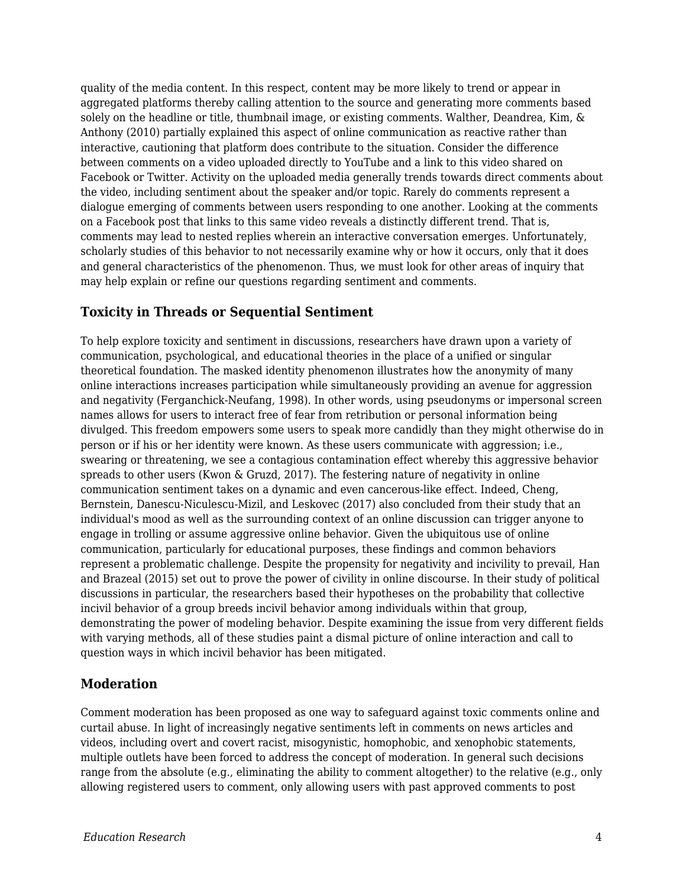quality of the media content. In this respect, content may be more likely to trend or appear in aggregated platforms thereby calling attention to the source and generating more comments based solely on the headline or title, thumbnail image, or existing comments. Walther, Deandrea, Kim, & Anthony (2010) partially explained this aspect of online communication as reactive rather than interactive, cautioning that platform does contribute to the situation. Consider the difference between comments on a video uploaded directly to YouTube and a link to this video shared on Facebook or Twitter. Activity on the uploaded media generally trends towards direct comments about the video, including sentiment about the speaker and/or topic. Rarely do comments represent a dialogue emerging of comments between users responding to one another. Looking at the comments on a Facebook post that links to this same video reveals a distinctly different trend. That is, comments may lead to nested replies wherein an interactive conversation emerges. Unfortunately, scholarly studies of this behavior to not necessarily examine why or how it occurs, only that it does and general characteristics of the phenomenon. Thus, we must look for other areas of inquiry that may help explain or refine our questions regarding sentiment and comments.

### Toxicity in Threads or Sequential Sentiment

To help explore toxicity and sentiment in discussions, researchers have drawn upon a variety of communication, psychological, and educational theories in the place of a unified or singular theoretical foundation. The masked identity phenomenon illustrates how the anonymity of many online interactions increases participation while simultaneously providing an avenue for aggression and negativity (Ferganchick-Neufang, 1998). In other words, using pseudonyms or impersonal screen names allows for users to interact free of fear from retribution or personal information being divulged. This freedom empowers some users to speak more candidly than they might otherwise do in person or if his or her identity were known. As these users communicate with aggression; i.e., swearing or threatening, we see a contagious contamination effect whereby this aggressive behavior spreads to other users (Kwon & Gruzd, 2017). The festering nature of negativity in online communication sentiment takes on a dynamic and even cancerous-like effect. Indeed, Cheng, Bernstein, Danescu-Niculescu-Mizil, and Leskovec (2017) also concluded from their study that an individual's mood as well as the surrounding context of an online discussion can trigger anyone to engage in trolling or assume aggressive online behavior. Given the ubiquitous use of online communication, particularly for educational purposes, these findings and common behaviors represent a problematic challenge. Despite the propensity for negativity and incivility to prevail, Han and Brazeal (2015) set out to prove the power of civility in online discourse. In their study of political discussions in particular, the researchers based their hypotheses on the probability that collective incivil behavior of a group breeds incivil behavior among individuals within that group, demonstrating the power of modeling behavior. Despite examining the issue from very different fields with varying methods, all of these studies paint a dismal picture of online interaction and call to question ways in which incivil behavior has been mitigated.

### Moderation

Comment moderation has been proposed as one way to safeguard against toxic comments online and curtail abuse. In light of increasingly negative sentiments left in comments on news articles and videos, including overt and covert racist, misogynistic, homophobic, and xenophobic statements, multiple outlets have been forced to address the concept of moderation. In general such decisions range from the absolute (e.g., eliminating the ability to comment altogether) to the relative (e.g., only allowing registered users to comment, only allowing users with past approved comments to post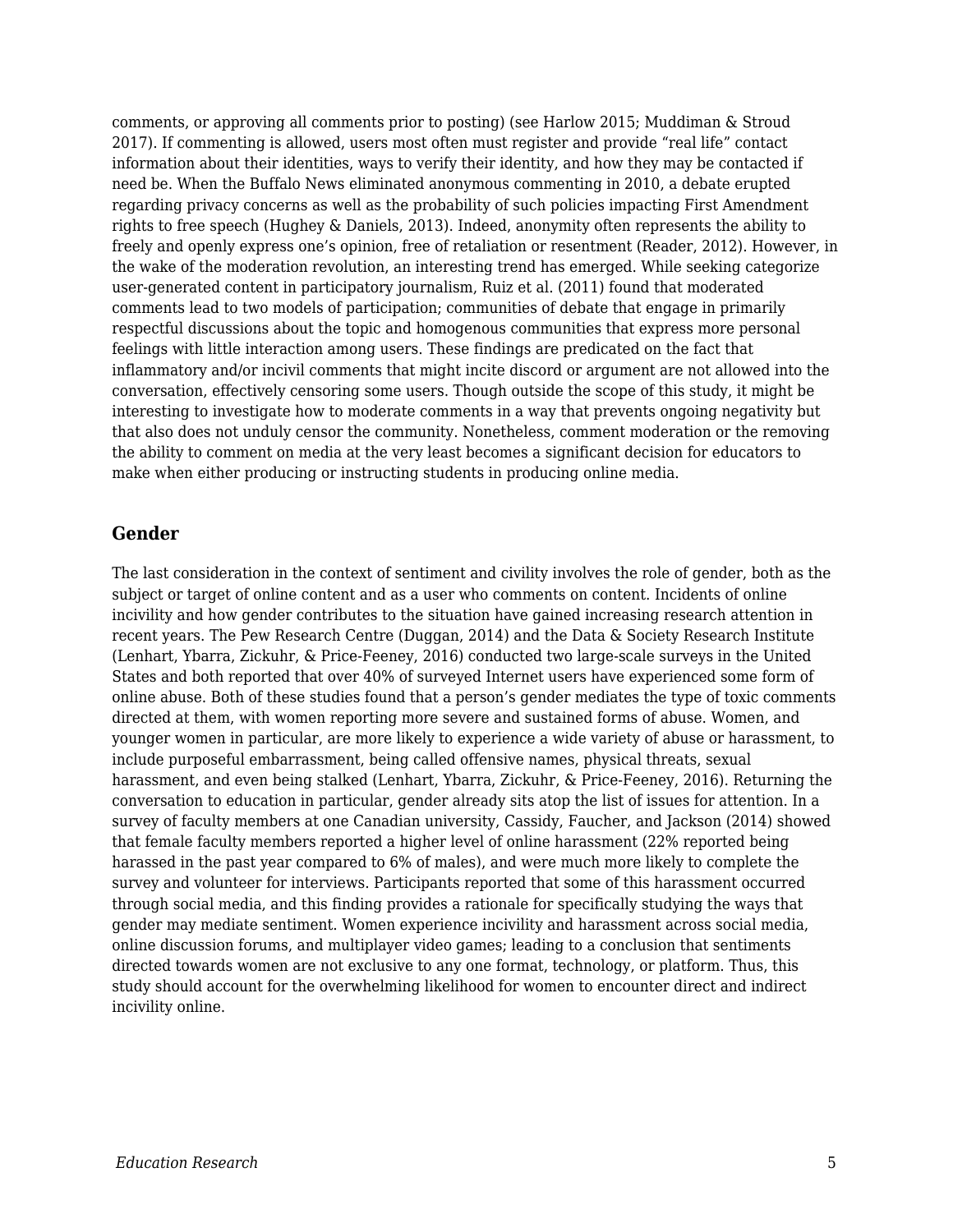comments, or approving all comments prior to posting) (see Harlow 2015; Muddiman & Stroud 2017). If commenting is allowed, users most often must register and provide “real life” contact information about their identities, ways to verify their identity, and how they may be contacted if need be. When the Buffalo News eliminated anonymous commenting in 2010, a debate erupted regarding privacy concerns as well as the probability of such policies impacting First Amendment rights to free speech (Hughey & Daniels, 2013). Indeed, anonymity often represents the ability to freely and openly express one’s opinion, free of retaliation or resentment (Reader, 2012). However, in the wake of the moderation revolution, an interesting trend has emerged. While seeking categorize user-generated content in participatory journalism, Ruiz et al. (2011) found that moderated comments lead to two models of participation; communities of debate that engage in primarily respectful discussions about the topic and homogenous communities that express more personal feelings with little interaction among users. These findings are predicated on the fact that inflammatory and/or incivil comments that might incite discord or argument are not allowed into the conversation, effectively censoring some users. Though outside the scope of this study, it might be interesting to investigate how to moderate comments in a way that prevents ongoing negativity but that also does not unduly censor the community. Nonetheless, comment moderation or the removing the ability to comment on media at the very least becomes a significant decision for educators to make when either producing or instructing students in producing online media.

## Gender

The last consideration in the context of sentiment and civility involves the role of gender, both as the subject or target of online content and as a user who comments on content. Incidents of online incivility and how gender contributes to the situation have gained increasing research attention in recent years. The Pew Research Centre (Duggan, 2014) and the Data & Society Research Institute (Lenhart, Ybarra, Zickuhr, & Price-Feeney, 2016) conducted two large-scale surveys in the United States and both reported that over 40% of surveyed Internet users have experienced some form of online abuse. Both of these studies found that a person’s gender mediates the type of toxic comments directed at them, with women reporting more severe and sustained forms of abuse. Women, and younger women in particular, are more likely to experience a wide variety of abuse or harassment, to include purposeful embarrassment, being called offensive names, physical threats, sexual harassment, and even being stalked (Lenhart, Ybarra, Zickuhr, & Price-Feeney, 2016). Returning the conversation to education in particular, gender already sits atop the list of issues for attention. In a survey of faculty members at one Canadian university, Cassidy, Faucher, and Jackson (2014) showed that female faculty members reported a higher level of online harassment (22% reported being harassed in the past year compared to 6% of males), and were much more likely to complete the survey and volunteer for interviews. Participants reported that some of this harassment occurred through social media, and this finding provides a rationale for specifically studying the ways that gender may mediate sentiment. Women experience incivility and harassment across social media, online discussion forums, and multiplayer video games; leading to a conclusion that sentiments directed towards women are not exclusive to any one format, technology, or platform. Thus, this study should account for the overwhelming likelihood for women to encounter direct and indirect incivility online.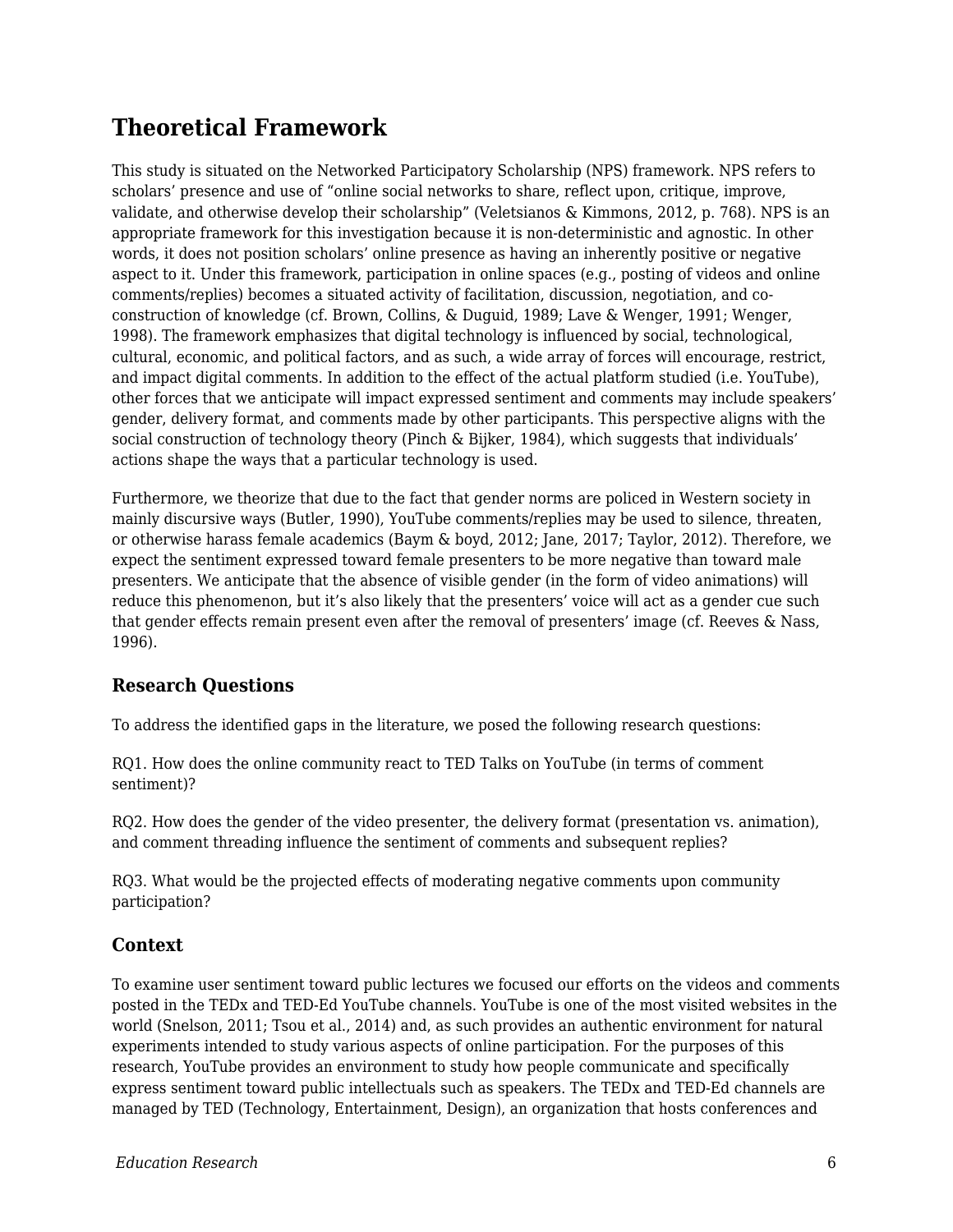## Theoretical Framework

This study is situated on the Networked Participatory Scholarship (NPS) framework. NPS refers to scholars' presence and use of "online social networks to share, reflect upon, critique, improve, validate, and otherwise develop their scholarship" (Veletsianos & Kimmons, 2012, p. 768). NPS is an appropriate framework for this investigation because it is non-deterministic and agnostic. In other words, it does not position scholars' online presence as having an inherently positive or negative aspect to it. Under this framework, participation in online spaces (e.g., posting of videos and online comments/replies) becomes a situated activity of facilitation, discussion, negotiation, and co-construction of knowledge (cf. Brown, Collins, & Duguid, 1989; Lave & Wenger, 1991; Wenger, 1998). The framework emphasizes that digital technology is influenced by social, technological, cultural, economic, and political factors, and as such, a wide array of forces will encourage, restrict, and impact digital comments. In addition to the effect of the actual platform studied (i.e. YouTube), other forces that we anticipate will impact expressed sentiment and comments may include speakers' gender, delivery format, and comments made by other participants. This perspective aligns with the social construction of technology theory (Pinch & Bijker, 1984), which suggests that individuals' actions shape the ways that a particular technology is used.

Furthermore, we theorize that due to the fact that gender norms are policed in Western society in mainly discursive ways (Butler, 1990), YouTube comments/replies may be used to silence, threaten, or otherwise harass female academics (Baym & boyd, 2012; Jane, 2017; Taylor, 2012). Therefore, we expect the sentiment expressed toward female presenters to be more negative than toward male presenters. We anticipate that the absence of visible gender (in the form of video animations) will reduce this phenomenon, but it's also likely that the presenters' voice will act as a gender cue such that gender effects remain present even after the removal of presenters' image (cf. Reeves & Nass, 1996).

### Research Questions

To address the identified gaps in the literature, we posed the following research questions:

RQ1. How does the online community react to TED Talks on YouTube (in terms of comment sentiment)?

RQ2. How does the gender of the video presenter, the delivery format (presentation vs. animation), and comment threading influence the sentiment of comments and subsequent replies?

RQ3. What would be the projected effects of moderating negative comments upon community participation?

### Context

To examine user sentiment toward public lectures we focused our efforts on the videos and comments posted in the TEDx and TED-Ed YouTube channels. YouTube is one of the most visited websites in the world (Snelson, 2011; Tsou et al., 2014) and, as such provides an authentic environment for natural experiments intended to study various aspects of online participation. For the purposes of this research, YouTube provides an environment to study how people communicate and specifically express sentiment toward public intellectuals such as speakers. The TEDx and TED-Ed channels are managed by TED (Technology, Entertainment, Design), an organization that hosts conferences and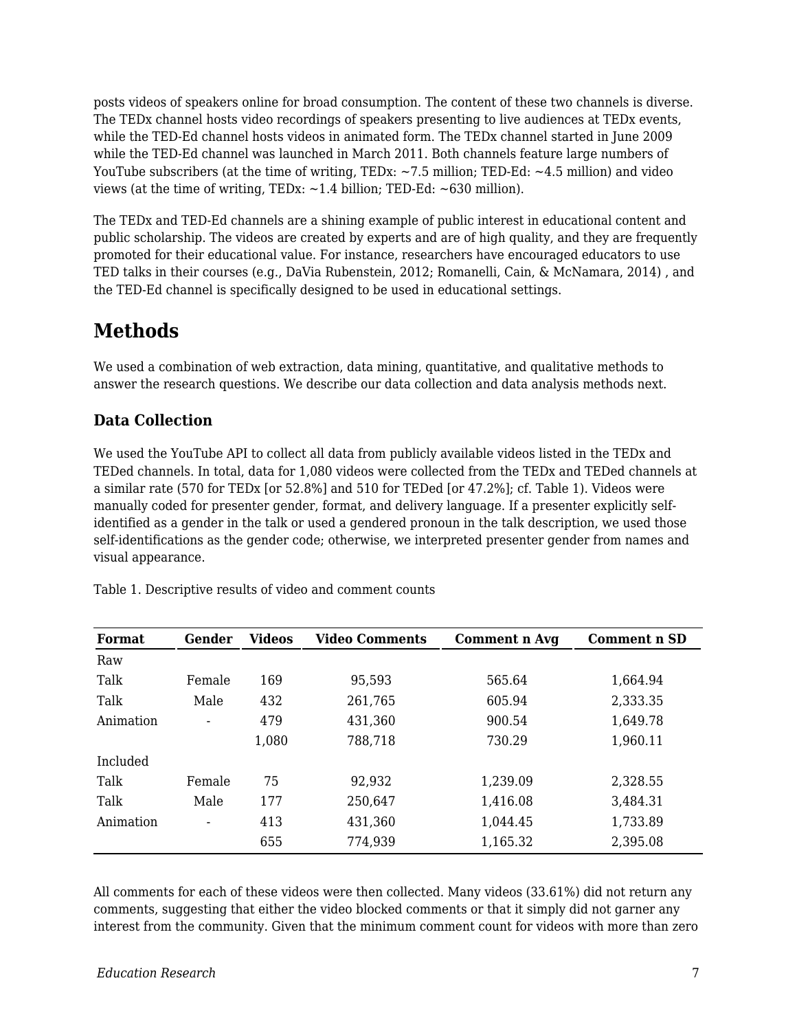posts videos of speakers online for broad consumption. The content of these two channels is diverse. The TEDx channel hosts video recordings of speakers presenting to live audiences at TEDx events, while the TED-Ed channel hosts videos in animated form. The TEDx channel started in June 2009 while the TED-Ed channel was launched in March 2011. Both channels feature large numbers of YouTube subscribers (at the time of writing, TEDx: ~7.5 million; TED-Ed: ~4.5 million) and video views (at the time of writing, TEDx: ~1.4 billion; TED-Ed: ~630 million).

The TEDx and TED-Ed channels are a shining example of public interest in educational content and public scholarship. The videos are created by experts and are of high quality, and they are frequently promoted for their educational value. For instance, researchers have encouraged educators to use TED talks in their courses (e.g., DaVia Rubenstein, 2012; Romanelli, Cain, & McNamara, 2014) , and the TED-Ed channel is specifically designed to be used in educational settings.

# Methods

We used a combination of web extraction, data mining, quantitative, and qualitative methods to answer the research questions. We describe our data collection and data analysis methods next.

## Data Collection

We used the YouTube API to collect all data from publicly available videos listed in the TEDx and TEDed channels. In total, data for 1,080 videos were collected from the TEDx and TEDed channels at a similar rate (570 for TEDx [or 52.8%] and 510 for TEDed [or 47.2%]; cf. Table 1). Videos were manually coded for presenter gender, format, and delivery language. If a presenter explicitly self-identified as a gender in the talk or used a gendered pronoun in the talk description, we used those self-identifications as the gender code; otherwise, we interpreted presenter gender from names and visual appearance.

Table 1. Descriptive results of video and comment counts

| Format | Gender | Videos | Video Comments | Comment n Avg | Comment n SD |
|---|---|---|---|---|---|
| Raw | | | | | |
| Talk | Female | 169 | 95,593 | 565.64 | 1,664.94 |
| Talk | Male | 432 | 261,765 | 605.94 | 2,333.35 |
| Animation | - | 479 | 431,360 | 900.54 | 1,649.78 |
| | | 1,080 | 788,718 | 730.29 | 1,960.11 |
| Included | | | | | |
| Talk | Female | 75 | 92,932 | 1,239.09 | 2,328.55 |
| Talk | Male | 177 | 250,647 | 1,416.08 | 3,484.31 |
| Animation | - | 413 | 431,360 | 1,044.45 | 1,733.89 |
| | | 655 | 774,939 | 1,165.32 | 2,395.08 |

All comments for each of these videos were then collected. Many videos (33.61%) did not return any comments, suggesting that either the video blocked comments or that it simply did not garner any interest from the community. Given that the minimum comment count for videos with more than zero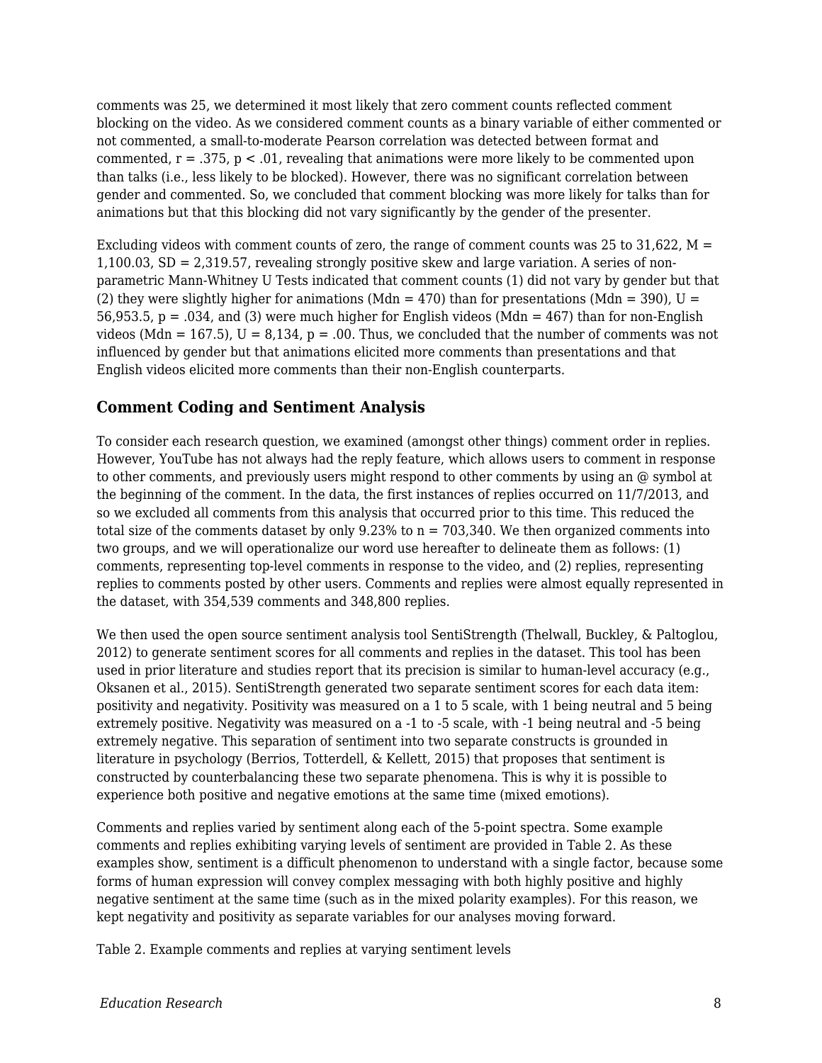comments was 25, we determined it most likely that zero comment counts reflected comment blocking on the video. As we considered comment counts as a binary variable of either commented or not commented, a small-to-moderate Pearson correlation was detected between format and commented, $r = .375$, $p < .01$, revealing that animations were more likely to be commented upon than talks (i.e., less likely to be blocked). However, there was no significant correlation between gender and commented. So, we concluded that comment blocking was more likely for talks than for animations but that this blocking did not vary significantly by the gender of the presenter.

Excluding videos with comment counts of zero, the range of comment counts was 25 to 31,622, $M = 1{,}100.03$, $SD = 2{,}319.57$, revealing strongly positive skew and large variation. A series of non-parametric Mann-Whitney U Tests indicated that comment counts (1) did not vary by gender but that (2) they were slightly higher for animations ($Mdn = 470$) than for presentations ($Mdn = 390$), $U = 56{,}953.5$, $p = .034$, and (3) were much higher for English videos ($Mdn = 467$) than for non-English videos ($Mdn = 167.5$), $U = 8{,}134$, $p = .00$. Thus, we concluded that the number of comments was not influenced by gender but that animations elicited more comments than presentations and that English videos elicited more comments than their non-English counterparts.

### Comment Coding and Sentiment Analysis

To consider each research question, we examined (amongst other things) comment order in replies. However, YouTube has not always had the reply feature, which allows users to comment in response to other comments, and previously users might respond to other comments by using an @ symbol at the beginning of the comment. In the data, the first instances of replies occurred on 11/7/2013, and so we excluded all comments from this analysis that occurred prior to this time. This reduced the total size of the comments dataset by only 9.23% to $n = 703{,}340$. We then organized comments into two groups, and we will operationalize our word use hereafter to delineate them as follows: (1) comments, representing top-level comments in response to the video, and (2) replies, representing replies to comments posted by other users. Comments and replies were almost equally represented in the dataset, with 354,539 comments and 348,800 replies.

We then used the open source sentiment analysis tool SentiStrength (Thelwall, Buckley, & Paltoglou, 2012) to generate sentiment scores for all comments and replies in the dataset. This tool has been used in prior literature and studies report that its precision is similar to human-level accuracy (e.g., Oksanen et al., 2015). SentiStrength generated two separate sentiment scores for each data item: positivity and negativity. Positivity was measured on a 1 to 5 scale, with 1 being neutral and 5 being extremely positive. Negativity was measured on a -1 to -5 scale, with -1 being neutral and -5 being extremely negative. This separation of sentiment into two separate constructs is grounded in literature in psychology (Berrios, Totterdell, & Kellett, 2015) that proposes that sentiment is constructed by counterbalancing these two separate phenomena. This is why it is possible to experience both positive and negative emotions at the same time (mixed emotions).

Comments and replies varied by sentiment along each of the 5-point spectra. Some example comments and replies exhibiting varying levels of sentiment are provided in Table 2. As these examples show, sentiment is a difficult phenomenon to understand with a single factor, because some forms of human expression will convey complex messaging with both highly positive and highly negative sentiment at the same time (such as in the mixed polarity examples). For this reason, we kept negativity and positivity as separate variables for our analyses moving forward.

Table 2. Example comments and replies at varying sentiment levels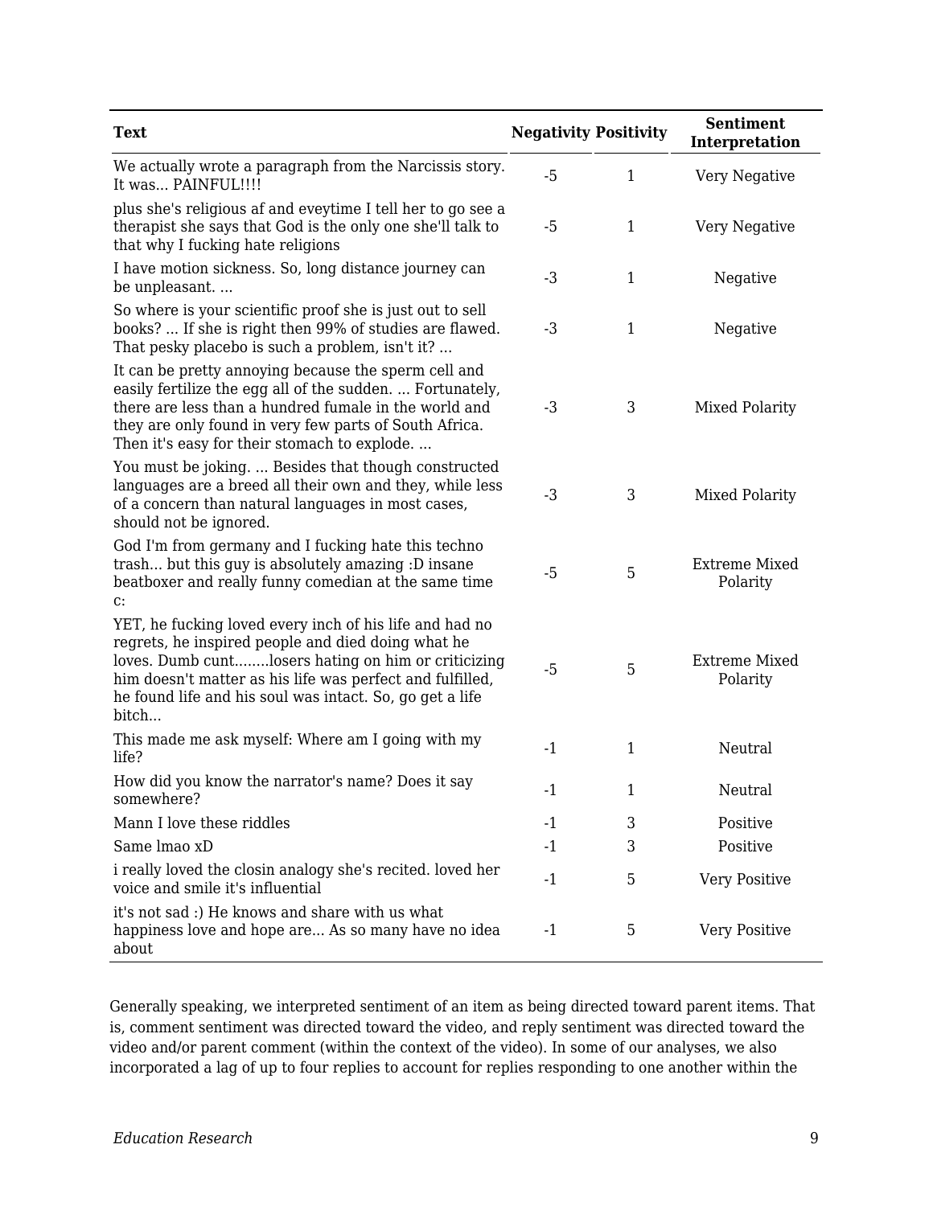| Text | Negativity | Positivity | Sentiment Interpretation |
|---|---|---|---|
| We actually wrote a paragraph from the Narcissis story. It was... PAINFUL!!!! | -5 | 1 | Very Negative |
| plus she's religious af and eveytime I tell her to go see a therapist she says that God is the only one she'll talk to that why I fucking hate religions | -5 | 1 | Very Negative |
| I have motion sickness. So, long distance journey can be unpleasant. ... | -3 | 1 | Negative |
| So where is your scientific proof she is just out to sell books? ... If she is right then 99% of studies are flawed. That pesky placebo is such a problem, isn't it? ... | -3 | 1 | Negative |
| It can be pretty annoying because the sperm cell and easily fertilize the egg all of the sudden. ... Fortunately, there are less than a hundred fumale in the world and they are only found in very few parts of South Africa. Then it's easy for their stomach to explode. ... | -3 | 3 | Mixed Polarity |
| You must be joking. ... Besides that though constructed languages are a breed all their own and they, while less of a concern than natural languages in most cases, should not be ignored. | -3 | 3 | Mixed Polarity |
| God I'm from germany and I fucking hate this techno trash... but this guy is absolutely amazing :D insane beatboxer and really funny comedian at the same time c: | -5 | 5 | Extreme Mixed Polarity |
| YET, he fucking loved every inch of his life and had no regrets, he inspired people and died doing what he loves. Dumb cunt........losers hating on him or criticizing him doesn't matter as his life was perfect and fulfilled, he found life and his soul was intact. So, go get a life bitch... | -5 | 5 | Extreme Mixed Polarity |
| This made me ask myself: Where am I going with my life? | -1 | 1 | Neutral |
| How did you know the narrator's name? Does it say somewhere? | -1 | 1 | Neutral |
| Mann I love these riddles | -1 | 3 | Positive |
| Same lmao xD | -1 | 3 | Positive |
| i really loved the closin analogy she's recited. loved her voice and smile it's influential | -1 | 5 | Very Positive |
| it's not sad :) He knows and share with us what happiness love and hope are... As so many have no idea about | -1 | 5 | Very Positive |

Generally speaking, we interpreted sentiment of an item as being directed toward parent items. That is, comment sentiment was directed toward the video, and reply sentiment was directed toward the video and/or parent comment (within the context of the video). In some of our analyses, we also incorporated a lag of up to four replies to account for replies responding to one another within the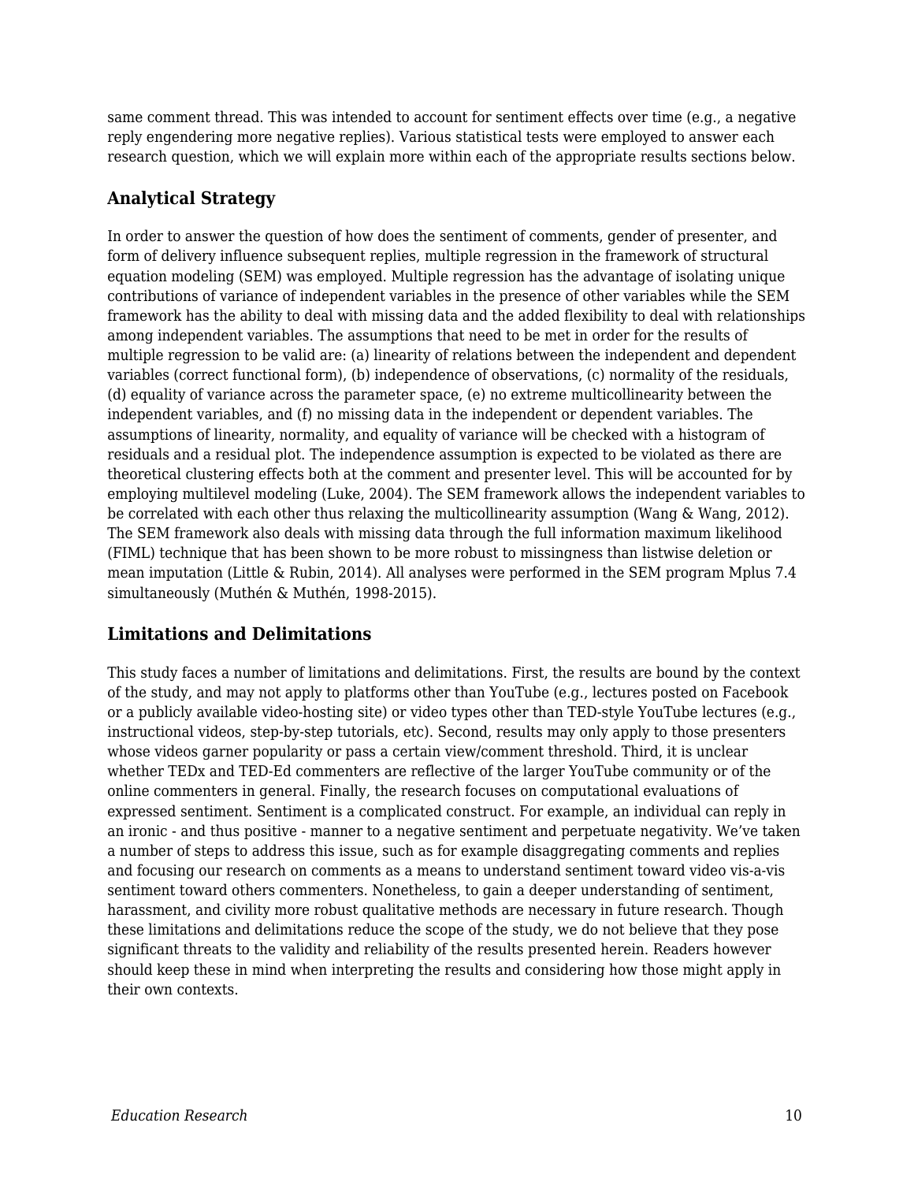same comment thread. This was intended to account for sentiment effects over time (e.g., a negative reply engendering more negative replies). Various statistical tests were employed to answer each research question, which we will explain more within each of the appropriate results sections below.

### Analytical Strategy

In order to answer the question of how does the sentiment of comments, gender of presenter, and form of delivery influence subsequent replies, multiple regression in the framework of structural equation modeling (SEM) was employed. Multiple regression has the advantage of isolating unique contributions of variance of independent variables in the presence of other variables while the SEM framework has the ability to deal with missing data and the added flexibility to deal with relationships among independent variables. The assumptions that need to be met in order for the results of multiple regression to be valid are: (a) linearity of relations between the independent and dependent variables (correct functional form), (b) independence of observations, (c) normality of the residuals, (d) equality of variance across the parameter space, (e) no extreme multicollinearity between the independent variables, and (f) no missing data in the independent or dependent variables. The assumptions of linearity, normality, and equality of variance will be checked with a histogram of residuals and a residual plot. The independence assumption is expected to be violated as there are theoretical clustering effects both at the comment and presenter level. This will be accounted for by employing multilevel modeling (Luke, 2004). The SEM framework allows the independent variables to be correlated with each other thus relaxing the multicollinearity assumption (Wang & Wang, 2012). The SEM framework also deals with missing data through the full information maximum likelihood (FIML) technique that has been shown to be more robust to missingness than listwise deletion or mean imputation (Little & Rubin, 2014). All analyses were performed in the SEM program Mplus 7.4 simultaneously (Muthén & Muthén, 1998-2015).

### Limitations and Delimitations

This study faces a number of limitations and delimitations. First, the results are bound by the context of the study, and may not apply to platforms other than YouTube (e.g., lectures posted on Facebook or a publicly available video-hosting site) or video types other than TED-style YouTube lectures (e.g., instructional videos, step-by-step tutorials, etc). Second, results may only apply to those presenters whose videos garner popularity or pass a certain view/comment threshold. Third, it is unclear whether TEDx and TED-Ed commenters are reflective of the larger YouTube community or of the online commenters in general. Finally, the research focuses on computational evaluations of expressed sentiment. Sentiment is a complicated construct. For example, an individual can reply in an ironic - and thus positive - manner to a negative sentiment and perpetuate negativity. We've taken a number of steps to address this issue, such as for example disaggregating comments and replies and focusing our research on comments as a means to understand sentiment toward video vis-a-vis sentiment toward others commenters. Nonetheless, to gain a deeper understanding of sentiment, harassment, and civility more robust qualitative methods are necessary in future research. Though these limitations and delimitations reduce the scope of the study, we do not believe that they pose significant threats to the validity and reliability of the results presented herein. Readers however should keep these in mind when interpreting the results and considering how those might apply in their own contexts.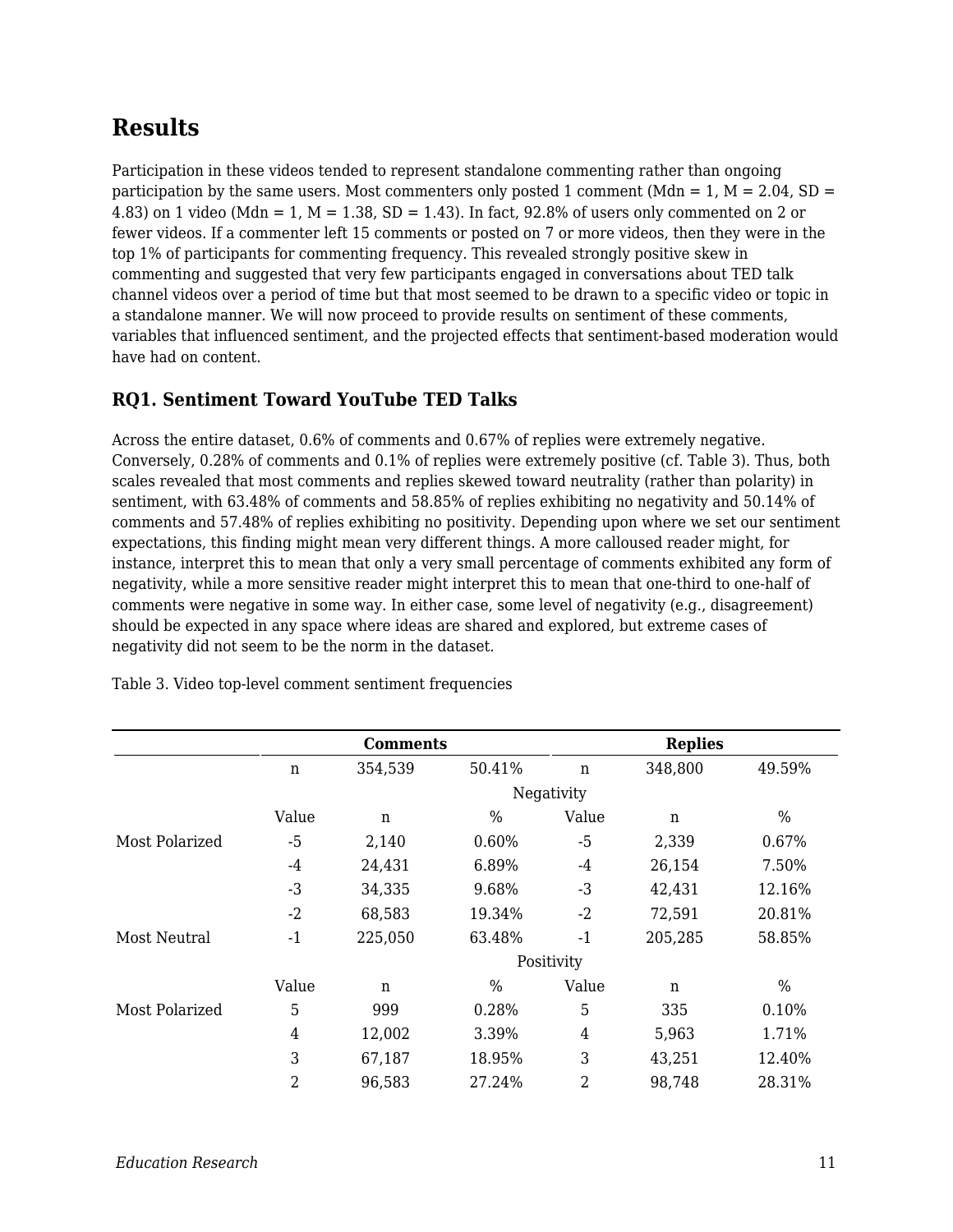## Results

Participation in these videos tended to represent standalone commenting rather than ongoing participation by the same users. Most commenters only posted 1 comment (Mdn = 1, M = 2.04, SD = 4.83) on 1 video (Mdn = 1, M = 1.38, SD = 1.43). In fact, 92.8% of users only commented on 2 or fewer videos. If a commenter left 15 comments or posted on 7 or more videos, then they were in the top 1% of participants for commenting frequency. This revealed strongly positive skew in commenting and suggested that very few participants engaged in conversations about TED talk channel videos over a period of time but that most seemed to be drawn to a specific video or topic in a standalone manner. We will now proceed to provide results on sentiment of these comments, variables that influenced sentiment, and the projected effects that sentiment-based moderation would have had on content.

### RQ1. Sentiment Toward YouTube TED Talks

Across the entire dataset, 0.6% of comments and 0.67% of replies were extremely negative. Conversely, 0.28% of comments and 0.1% of replies were extremely positive (cf. Table 3). Thus, both scales revealed that most comments and replies skewed toward neutrality (rather than polarity) in sentiment, with 63.48% of comments and 58.85% of replies exhibiting no negativity and 50.14% of comments and 57.48% of replies exhibiting no positivity. Depending upon where we set our sentiment expectations, this finding might mean very different things. A more calloused reader might, for instance, interpret this to mean that only a very small percentage of comments exhibited any form of negativity, while a more sensitive reader might interpret this to mean that one-third to one-half of comments were negative in some way. In either case, some level of negativity (e.g., disagreement) should be expected in any space where ideas are shared and explored, but extreme cases of negativity did not seem to be the norm in the dataset.

Table 3. Video top-level comment sentiment frequencies

| | Comments | | | Replies | | |
|---|---|---|---|---|---|---|
| | n | 354,539 | 50.41% | n | 348,800 | 49.59% |
| | | | Negativity | | | |
| | Value | n | % | Value | n | % |
| Most Polarized | -5 | 2,140 | 0.60% | -5 | 2,339 | 0.67% |
| | -4 | 24,431 | 6.89% | -4 | 26,154 | 7.50% |
| | -3 | 34,335 | 9.68% | -3 | 42,431 | 12.16% |
| | -2 | 68,583 | 19.34% | -2 | 72,591 | 20.81% |
| Most Neutral | -1 | 225,050 | 63.48% | -1 | 205,285 | 58.85% |
| | | | Positivity | | | |
| | Value | n | % | Value | n | % |
| Most Polarized | 5 | 999 | 0.28% | 5 | 335 | 0.10% |
| | 4 | 12,002 | 3.39% | 4 | 5,963 | 1.71% |
| | 3 | 67,187 | 18.95% | 3 | 43,251 | 12.40% |
| | 2 | 96,583 | 27.24% | 2 | 98,748 | 28.31% |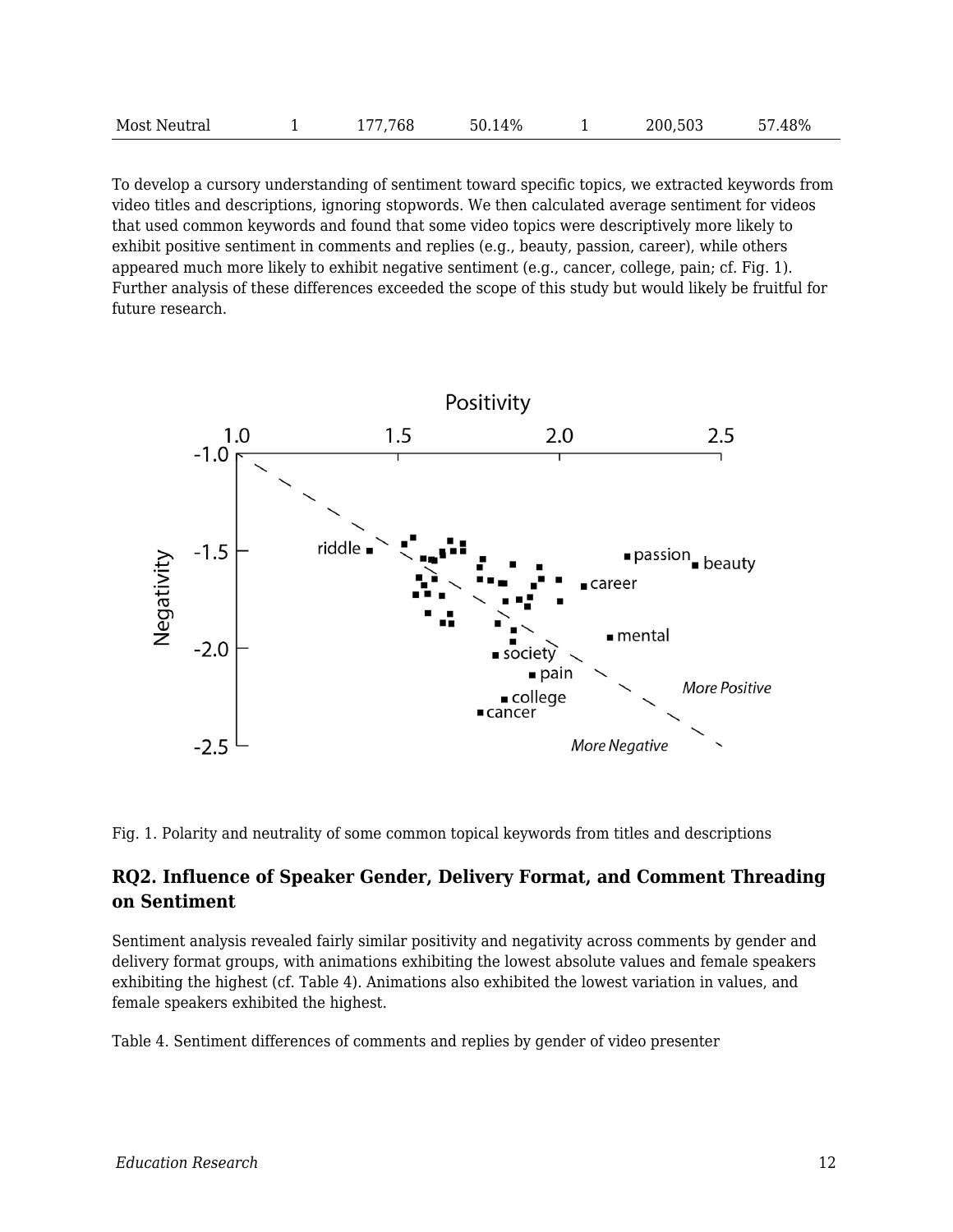| Most Neutral | 1 | 177,768 | 50.14% | 1 | 200,503 | 57.48% |
|---|---|---|---|---|---|---|

To develop a cursory understanding of sentiment toward specific topics, we extracted keywords from video titles and descriptions, ignoring stopwords. We then calculated average sentiment for videos that used common keywords and found that some video topics were descriptively more likely to exhibit positive sentiment in comments and replies (e.g., beauty, passion, career), while others appeared much more likely to exhibit negative sentiment (e.g., cancer, college, pain; cf. Fig. 1). Further analysis of these differences exceeded the scope of this study but would likely be fruitful for future research.

Fig. 1. Polarity and neutrality of some common topical keywords from titles and descriptions

### RQ2. Influence of Speaker Gender, Delivery Format, and Comment Threading on Sentiment

Sentiment analysis revealed fairly similar positivity and negativity across comments by gender and delivery format groups, with animations exhibiting the lowest absolute values and female speakers exhibiting the highest (cf. Table 4). Animations also exhibited the lowest variation in values, and female speakers exhibited the highest.

Table 4. Sentiment differences of comments and replies by gender of video presenter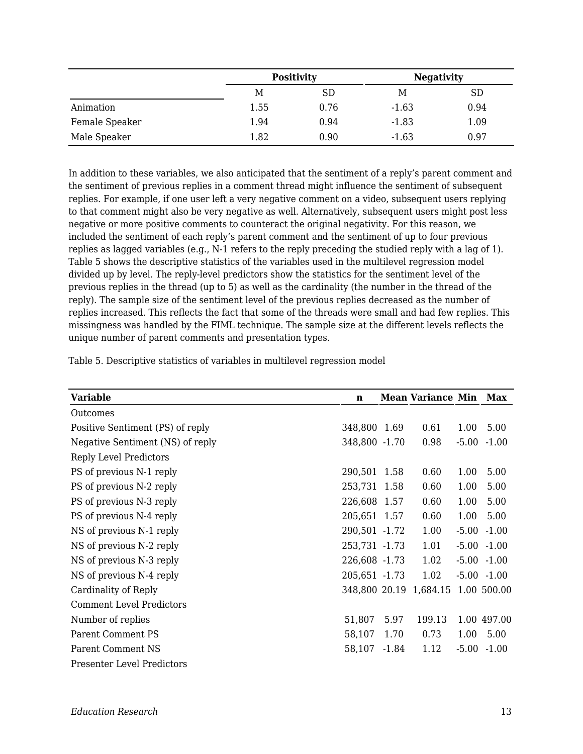| | Positivity | | Negativity | |
|---|---|---|---|---|
| | M | SD | M | SD |
| Animation | 1.55 | 0.76 | -1.63 | 0.94 |
| Female Speaker | 1.94 | 0.94 | -1.83 | 1.09 |
| Male Speaker | 1.82 | 0.90 | -1.63 | 0.97 |

In addition to these variables, we also anticipated that the sentiment of a reply's parent comment and the sentiment of previous replies in a comment thread might influence the sentiment of subsequent replies. For example, if one user left a very negative comment on a video, subsequent users replying to that comment might also be very negative as well. Alternatively, subsequent users might post less negative or more positive comments to counteract the original negativity. For this reason, we included the sentiment of each reply's parent comment and the sentiment of up to four previous replies as lagged variables (e.g., N-1 refers to the reply preceding the studied reply with a lag of 1). Table 5 shows the descriptive statistics of the variables used in the multilevel regression model divided up by level. The reply-level predictors show the statistics for the sentiment level of the previous replies in the thread (up to 5) as well as the cardinality (the number in the thread of the reply). The sample size of the sentiment level of the previous replies decreased as the number of replies increased. This reflects the fact that some of the threads were small and had few replies. This missingness was handled by the FIML technique. The sample size at the different levels reflects the unique number of parent comments and presentation types.

Table 5. Descriptive statistics of variables in multilevel regression model

| **Variable** | **n** | **Mean** | **Variance** | **Min** | **Max** |
|---|---|---|---|---|---|
| Outcomes | | | | | |
| Positive Sentiment (PS) of reply | 348,800 | 1.69 | 0.61 | 1.00 | 5.00 |
| Negative Sentiment (NS) of reply | 348,800 | -1.70 | 0.98 | -5.00 | -1.00 |
| Reply Level Predictors | | | | | |
| PS of previous N-1 reply | 290,501 | 1.58 | 0.60 | 1.00 | 5.00 |
| PS of previous N-2 reply | 253,731 | 1.58 | 0.60 | 1.00 | 5.00 |
| PS of previous N-3 reply | 226,608 | 1.57 | 0.60 | 1.00 | 5.00 |
| PS of previous N-4 reply | 205,651 | 1.57 | 0.60 | 1.00 | 5.00 |
| NS of previous N-1 reply | 290,501 | -1.72 | 1.00 | -5.00 | -1.00 |
| NS of previous N-2 reply | 253,731 | -1.73 | 1.01 | -5.00 | -1.00 |
| NS of previous N-3 reply | 226,608 | -1.73 | 1.02 | -5.00 | -1.00 |
| NS of previous N-4 reply | 205,651 | -1.73 | 1.02 | -5.00 | -1.00 |
| Cardinality of Reply | 348,800 | 20.19 | 1,684.15 | 1.00 | 500.00 |
| Comment Level Predictors | | | | | |
| Number of replies | 51,807 | 5.97 | 199.13 | 1.00 | 497.00 |
| Parent Comment PS | 58,107 | 1.70 | 0.73 | 1.00 | 5.00 |
| Parent Comment NS | 58,107 | -1.84 | 1.12 | -5.00 | -1.00 |
| Presenter Level Predictors | | | | | |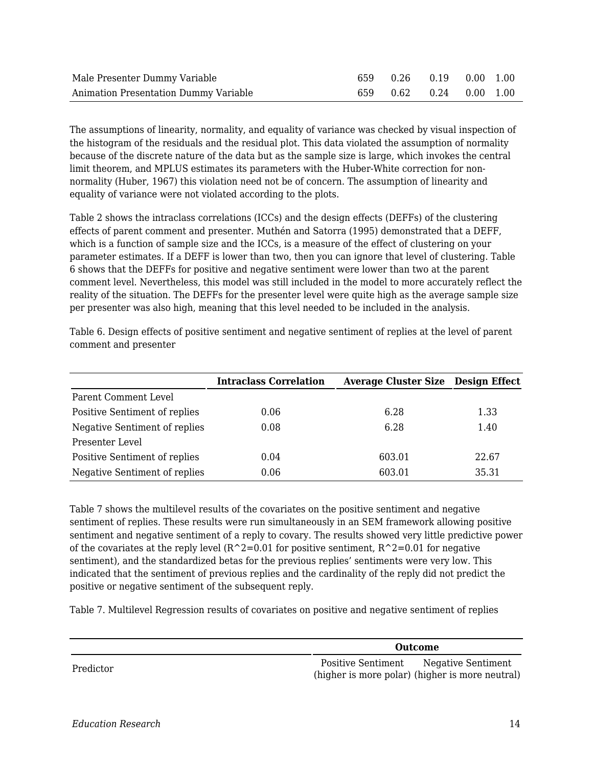| | | | | | |
|---|---|---|---|---|---|
| Male Presenter Dummy Variable | 659 | 0.26 | 0.19 | 0.00 | 1.00 |
| Animation Presentation Dummy Variable | 659 | 0.62 | 0.24 | 0.00 | 1.00 |

The assumptions of linearity, normality, and equality of variance was checked by visual inspection of the histogram of the residuals and the residual plot. This data violated the assumption of normality because of the discrete nature of the data but as the sample size is large, which invokes the central limit theorem, and MPLUS estimates its parameters with the Huber-White correction for non-normality (Huber, 1967) this violation need not be of concern. The assumption of linearity and equality of variance were not violated according to the plots.

Table 2 shows the intraclass correlations (ICCs) and the design effects (DEFFs) of the clustering effects of parent comment and presenter. Muthén and Satorra (1995) demonstrated that a DEFF, which is a function of sample size and the ICCs, is a measure of the effect of clustering on your parameter estimates. If a DEFF is lower than two, then you can ignore that level of clustering. Table 6 shows that the DEFFs for positive and negative sentiment were lower than two at the parent comment level. Nevertheless, this model was still included in the model to more accurately reflect the reality of the situation. The DEFFs for the presenter level were quite high as the average sample size per presenter was also high, meaning that this level needed to be included in the analysis.

Table 6. Design effects of positive sentiment and negative sentiment of replies at the level of parent comment and presenter

| | **Intraclass Correlation** | **Average Cluster Size** | **Design Effect** |
|---|---|---|---|
| Parent Comment Level | | | |
| Positive Sentiment of replies | 0.06 | 6.28 | 1.33 |
| Negative Sentiment of replies | 0.08 | 6.28 | 1.40 |
| Presenter Level | | | |
| Positive Sentiment of replies | 0.04 | 603.01 | 22.67 |
| Negative Sentiment of replies | 0.06 | 603.01 | 35.31 |

Table 7 shows the multilevel results of the covariates on the positive sentiment and negative sentiment of replies. These results were run simultaneously in an SEM framework allowing positive sentiment and negative sentiment of a reply to covary. The results showed very little predictive power of the covariates at the reply level ($R^2=0.01$ for positive sentiment, $R^2=0.01$ for negative sentiment), and the standardized betas for the previous replies' sentiments were very low. This indicated that the sentiment of previous replies and the cardinality of the reply did not predict the positive or negative sentiment of the subsequent reply.

Table 7. Multilevel Regression results of covariates on positive and negative sentiment of replies

| | **Outcome** | |
|---|---|---|
| Predictor | Positive Sentiment (higher is more polar) | Negative Sentiment (higher is more neutral) |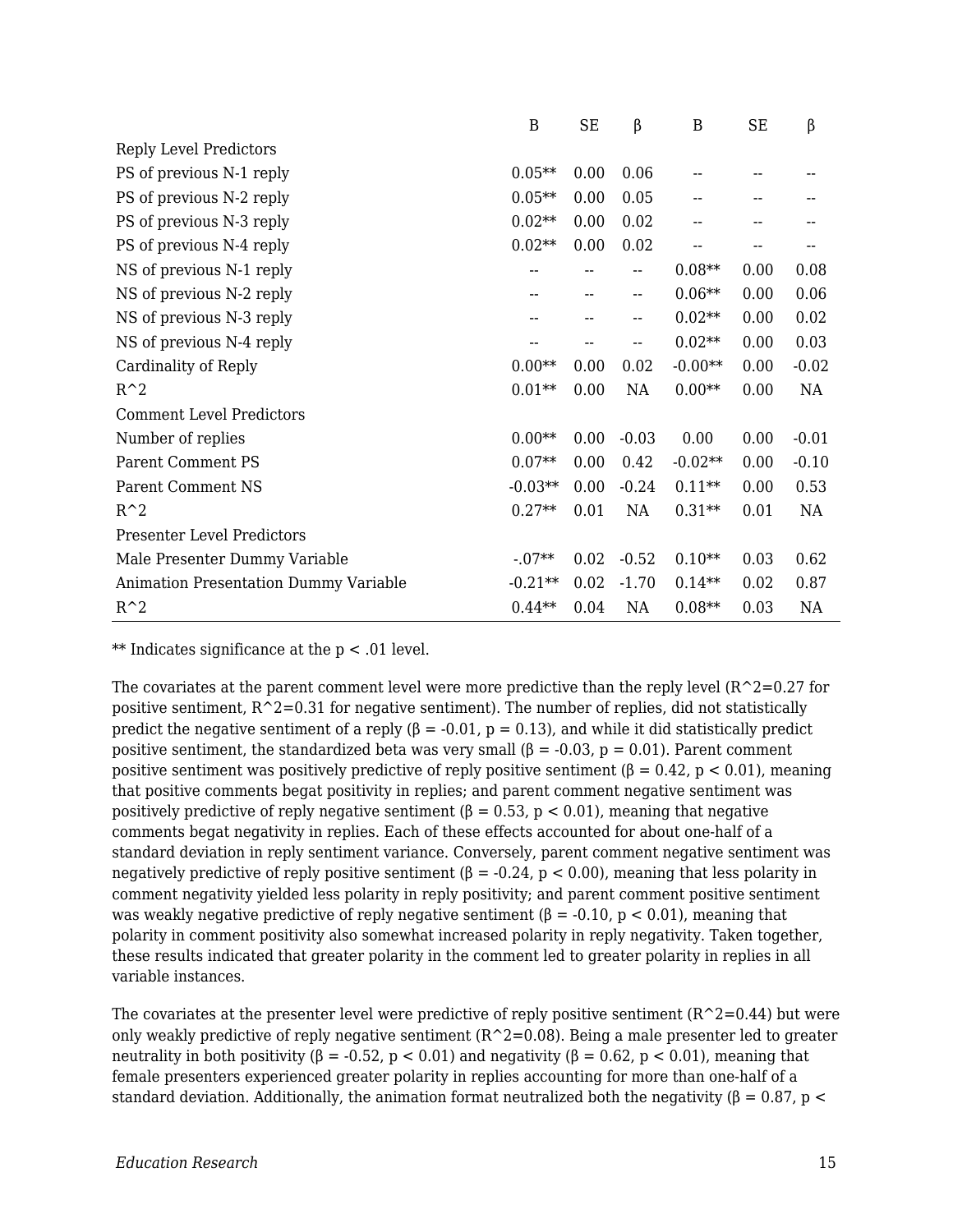| | B | SE | β | B | SE | β |
|---|---|---|---|---|---|---|
| Reply Level Predictors | | | | | | |
| PS of previous N-1 reply | 0.05** | 0.00 | 0.06 | -- | -- | -- |
| PS of previous N-2 reply | 0.05** | 0.00 | 0.05 | -- | -- | -- |
| PS of previous N-3 reply | 0.02** | 0.00 | 0.02 | -- | -- | -- |
| PS of previous N-4 reply | 0.02** | 0.00 | 0.02 | -- | -- | -- |
| NS of previous N-1 reply | -- | -- | -- | 0.08** | 0.00 | 0.08 |
| NS of previous N-2 reply | -- | -- | -- | 0.06** | 0.00 | 0.06 |
| NS of previous N-3 reply | -- | -- | -- | 0.02** | 0.00 | 0.02 |
| NS of previous N-4 reply | -- | -- | -- | 0.02** | 0.00 | 0.03 |
| Cardinality of Reply | 0.00** | 0.00 | 0.02 | -0.00** | 0.00 | -0.02 |
| R^2 | 0.01** | 0.00 | NA | 0.00** | 0.00 | NA |
| Comment Level Predictors | | | | | | |
| Number of replies | 0.00** | 0.00 | -0.03 | 0.00 | 0.00 | -0.01 |
| Parent Comment PS | 0.07** | 0.00 | 0.42 | -0.02** | 0.00 | -0.10 |
| Parent Comment NS | -0.03** | 0.00 | -0.24 | 0.11** | 0.00 | 0.53 |
| R^2 | 0.27** | 0.01 | NA | 0.31** | 0.01 | NA |
| Presenter Level Predictors | | | | | | |
| Male Presenter Dummy Variable | -.07** | 0.02 | -0.52 | 0.10** | 0.03 | 0.62 |
| Animation Presentation Dummy Variable | -0.21** | 0.02 | -1.70 | 0.14** | 0.02 | 0.87 |
| R^2 | 0.44** | 0.04 | NA | 0.08** | 0.03 | NA |

** Indicates significance at the $p < .01$ level.

The covariates at the parent comment level were more predictive than the reply level ($R^2=0.27$ for positive sentiment, $R^2=0.31$ for negative sentiment). The number of replies, did not statistically predict the negative sentiment of a reply (β = -0.01, $p = 0.13$), and while it did statistically predict positive sentiment, the standardized beta was very small (β = -0.03, $p = 0.01$). Parent comment positive sentiment was positively predictive of reply positive sentiment (β = 0.42, $p < 0.01$), meaning that positive comments begat positivity in replies; and parent comment negative sentiment was positively predictive of reply negative sentiment (β = 0.53, $p < 0.01$), meaning that negative comments begat negativity in replies. Each of these effects accounted for about one-half of a standard deviation in reply sentiment variance. Conversely, parent comment negative sentiment was negatively predictive of reply positive sentiment (β = -0.24, $p < 0.00$), meaning that less polarity in comment negativity yielded less polarity in reply positivity; and parent comment positive sentiment was weakly negative predictive of reply negative sentiment (β = -0.10, $p < 0.01$), meaning that polarity in comment positivity also somewhat increased polarity in reply negativity. Taken together, these results indicated that greater polarity in the comment led to greater polarity in replies in all variable instances.

The covariates at the presenter level were predictive of reply positive sentiment ($R^2=0.44$) but were only weakly predictive of reply negative sentiment ($R^2=0.08$). Being a male presenter led to greater neutrality in both positivity (β = -0.52, $p < 0.01$) and negativity (β = 0.62, $p < 0.01$), meaning that female presenters experienced greater polarity in replies accounting for more than one-half of a standard deviation. Additionally, the animation format neutralized both the negativity (β = 0.87, p <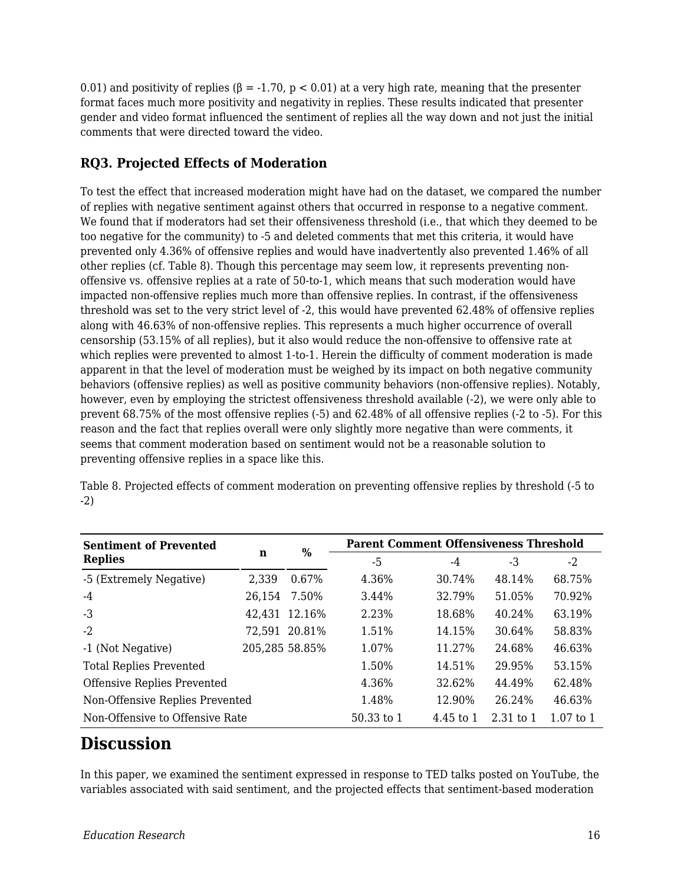0.01) and positivity of replies ($\beta = -1.70$, $p < 0.01$) at a very high rate, meaning that the presenter format faces much more positivity and negativity in replies. These results indicated that presenter gender and video format influenced the sentiment of replies all the way down and not just the initial comments that were directed toward the video.

### RQ3. Projected Effects of Moderation

To test the effect that increased moderation might have had on the dataset, we compared the number of replies with negative sentiment against others that occurred in response to a negative comment. We found that if moderators had set their offensiveness threshold (i.e., that which they deemed to be too negative for the community) to -5 and deleted comments that met this criteria, it would have prevented only 4.36% of offensive replies and would have inadvertently also prevented 1.46% of all other replies (cf. Table 8). Though this percentage may seem low, it represents preventing non-offensive vs. offensive replies at a rate of 50-to-1, which means that such moderation would have impacted non-offensive replies much more than offensive replies. In contrast, if the offensiveness threshold was set to the very strict level of -2, this would have prevented 62.48% of offensive replies along with 46.63% of non-offensive replies. This represents a much higher occurrence of overall censorship (53.15% of all replies), but it also would reduce the non-offensive to offensive rate at which replies were prevented to almost 1-to-1. Herein the difficulty of comment moderation is made apparent in that the level of moderation must be weighed by its impact on both negative community behaviors (offensive replies) as well as positive community behaviors (non-offensive replies). Notably, however, even by employing the strictest offensiveness threshold available (-2), we were only able to prevent 68.75% of the most offensive replies (-5) and 62.48% of all offensive replies (-2 to -5). For this reason and the fact that replies overall were only slightly more negative than were comments, it seems that comment moderation based on sentiment would not be a reasonable solution to preventing offensive replies in a space like this.

Table 8. Projected effects of comment moderation on preventing offensive replies by threshold (-5 to -2)

| Sentiment of Prevented Replies | n | % | Parent Comment Offensiveness Threshold | | | |
|---|---|---|---|---|---|---|
| | | | -5 | -4 | -3 | -2 |
| -5 (Extremely Negative) | 2,339 | 0.67% | 4.36% | 30.74% | 48.14% | 68.75% |
| -4 | 26,154 | 7.50% | 3.44% | 32.79% | 51.05% | 70.92% |
| -3 | 42,431 | 12.16% | 2.23% | 18.68% | 40.24% | 63.19% |
| -2 | 72,591 | 20.81% | 1.51% | 14.15% | 30.64% | 58.83% |
| -1 (Not Negative) | 205,285 | 58.85% | 1.07% | 11.27% | 24.68% | 46.63% |
| Total Replies Prevented | | | 1.50% | 14.51% | 29.95% | 53.15% |
| Offensive Replies Prevented | | | 4.36% | 32.62% | 44.49% | 62.48% |
| Non-Offensive Replies Prevented | | | 1.48% | 12.90% | 26.24% | 46.63% |
| Non-Offensive to Offensive Rate | | | 50.33 to 1 | 4.45 to 1 | 2.31 to 1 | 1.07 to 1 |

## Discussion

In this paper, we examined the sentiment expressed in response to TED talks posted on YouTube, the variables associated with said sentiment, and the projected effects that sentiment-based moderation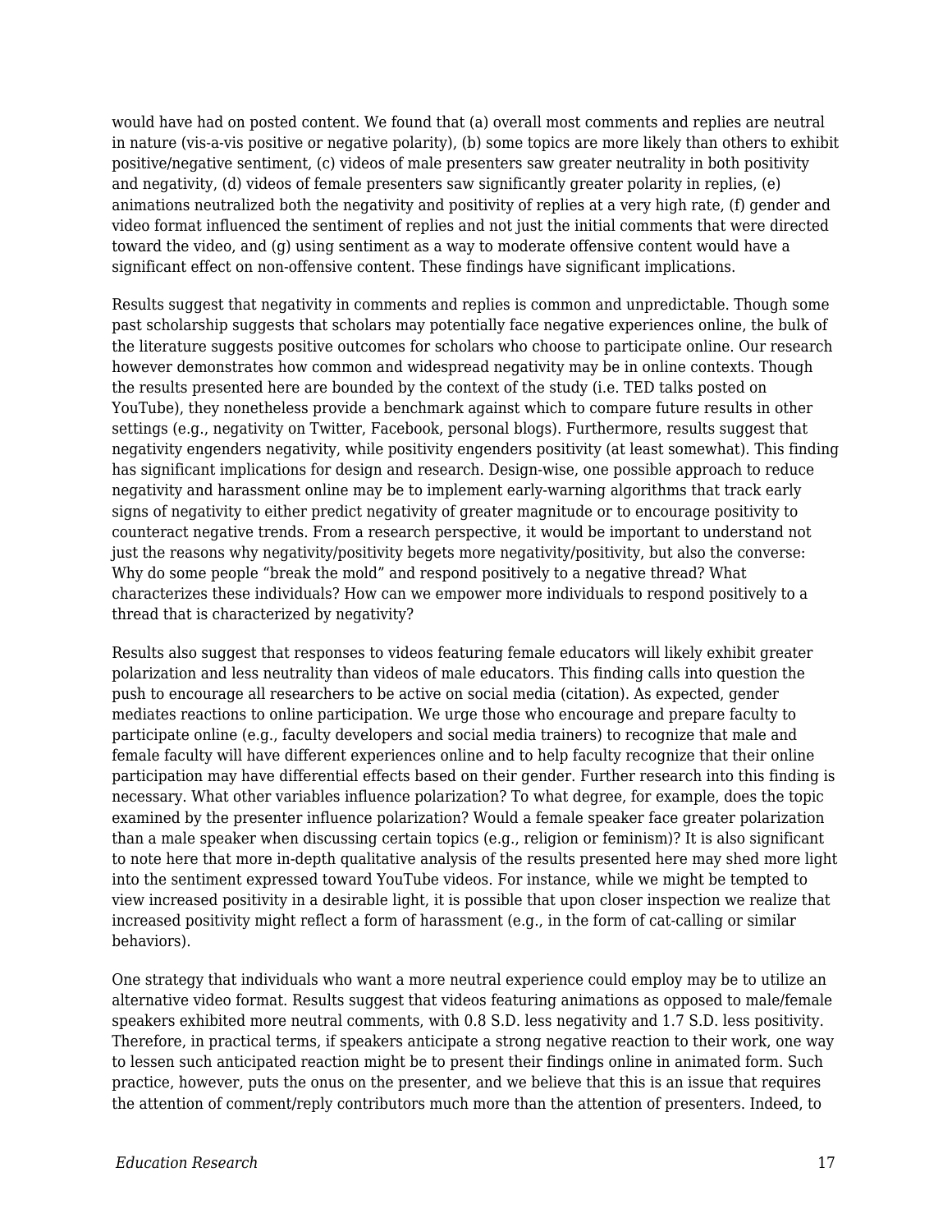would have had on posted content. We found that (a) overall most comments and replies are neutral in nature (vis-a-vis positive or negative polarity), (b) some topics are more likely than others to exhibit positive/negative sentiment, (c) videos of male presenters saw greater neutrality in both positivity and negativity, (d) videos of female presenters saw significantly greater polarity in replies, (e) animations neutralized both the negativity and positivity of replies at a very high rate, (f) gender and video format influenced the sentiment of replies and not just the initial comments that were directed toward the video, and (g) using sentiment as a way to moderate offensive content would have a significant effect on non-offensive content. These findings have significant implications.

Results suggest that negativity in comments and replies is common and unpredictable. Though some past scholarship suggests that scholars may potentially face negative experiences online, the bulk of the literature suggests positive outcomes for scholars who choose to participate online. Our research however demonstrates how common and widespread negativity may be in online contexts. Though the results presented here are bounded by the context of the study (i.e. TED talks posted on YouTube), they nonetheless provide a benchmark against which to compare future results in other settings (e.g., negativity on Twitter, Facebook, personal blogs). Furthermore, results suggest that negativity engenders negativity, while positivity engenders positivity (at least somewhat). This finding has significant implications for design and research. Design-wise, one possible approach to reduce negativity and harassment online may be to implement early-warning algorithms that track early signs of negativity to either predict negativity of greater magnitude or to encourage positivity to counteract negative trends. From a research perspective, it would be important to understand not just the reasons why negativity/positivity begets more negativity/positivity, but also the converse: Why do some people “break the mold” and respond positively to a negative thread? What characterizes these individuals? How can we empower more individuals to respond positively to a thread that is characterized by negativity?

Results also suggest that responses to videos featuring female educators will likely exhibit greater polarization and less neutrality than videos of male educators. This finding calls into question the push to encourage all researchers to be active on social media (citation). As expected, gender mediates reactions to online participation. We urge those who encourage and prepare faculty to participate online (e.g., faculty developers and social media trainers) to recognize that male and female faculty will have different experiences online and to help faculty recognize that their online participation may have differential effects based on their gender. Further research into this finding is necessary. What other variables influence polarization? To what degree, for example, does the topic examined by the presenter influence polarization? Would a female speaker face greater polarization than a male speaker when discussing certain topics (e.g., religion or feminism)? It is also significant to note here that more in-depth qualitative analysis of the results presented here may shed more light into the sentiment expressed toward YouTube videos. For instance, while we might be tempted to view increased positivity in a desirable light, it is possible that upon closer inspection we realize that increased positivity might reflect a form of harassment (e.g., in the form of cat-calling or similar behaviors).

One strategy that individuals who want a more neutral experience could employ may be to utilize an alternative video format. Results suggest that videos featuring animations as opposed to male/female speakers exhibited more neutral comments, with 0.8 S.D. less negativity and 1.7 S.D. less positivity. Therefore, in practical terms, if speakers anticipate a strong negative reaction to their work, one way to lessen such anticipated reaction might be to present their findings online in animated form. Such practice, however, puts the onus on the presenter, and we believe that this is an issue that requires the attention of comment/reply contributors much more than the attention of presenters. Indeed, to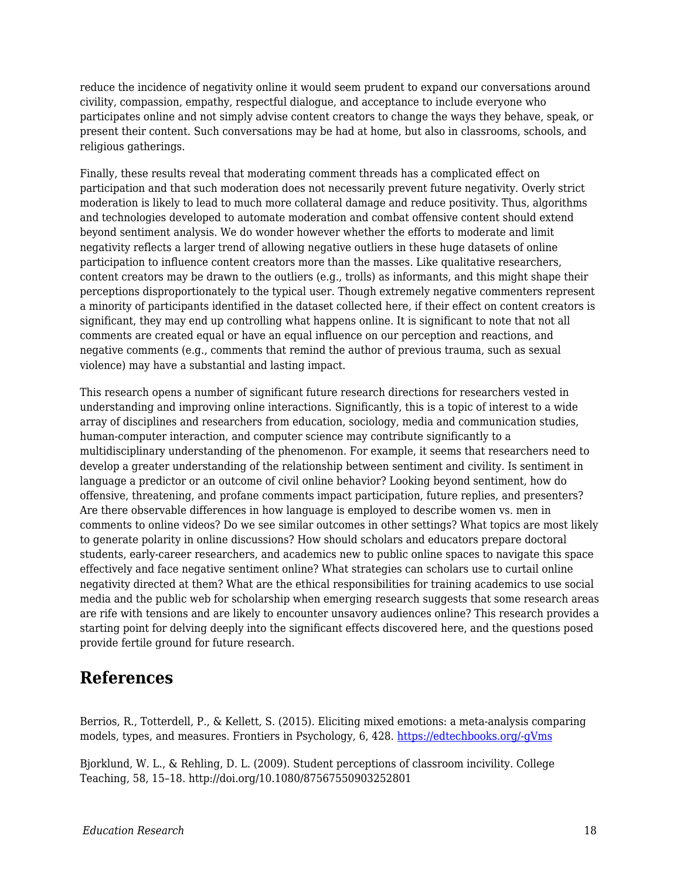reduce the incidence of negativity online it would seem prudent to expand our conversations around civility, compassion, empathy, respectful dialogue, and acceptance to include everyone who participates online and not simply advise content creators to change the ways they behave, speak, or present their content. Such conversations may be had at home, but also in classrooms, schools, and religious gatherings.

Finally, these results reveal that moderating comment threads has a complicated effect on participation and that such moderation does not necessarily prevent future negativity. Overly strict moderation is likely to lead to much more collateral damage and reduce positivity. Thus, algorithms and technologies developed to automate moderation and combat offensive content should extend beyond sentiment analysis. We do wonder however whether the efforts to moderate and limit negativity reflects a larger trend of allowing negative outliers in these huge datasets of online participation to influence content creators more than the masses. Like qualitative researchers, content creators may be drawn to the outliers (e.g., trolls) as informants, and this might shape their perceptions disproportionately to the typical user. Though extremely negative commenters represent a minority of participants identified in the dataset collected here, if their effect on content creators is significant, they may end up controlling what happens online. It is significant to note that not all comments are created equal or have an equal influence on our perception and reactions, and negative comments (e.g., comments that remind the author of previous trauma, such as sexual violence) may have a substantial and lasting impact.

This research opens a number of significant future research directions for researchers vested in understanding and improving online interactions. Significantly, this is a topic of interest to a wide array of disciplines and researchers from education, sociology, media and communication studies, human-computer interaction, and computer science may contribute significantly to a multidisciplinary understanding of the phenomenon. For example, it seems that researchers need to develop a greater understanding of the relationship between sentiment and civility. Is sentiment in language a predictor or an outcome of civil online behavior? Looking beyond sentiment, how do offensive, threatening, and profane comments impact participation, future replies, and presenters? Are there observable differences in how language is employed to describe women vs. men in comments to online videos? Do we see similar outcomes in other settings? What topics are most likely to generate polarity in online discussions? How should scholars and educators prepare doctoral students, early-career researchers, and academics new to public online spaces to navigate this space effectively and face negative sentiment online? What strategies can scholars use to curtail online negativity directed at them? What are the ethical responsibilities for training academics to use social media and the public web for scholarship when emerging research suggests that some research areas are rife with tensions and are likely to encounter unsavory audiences online? This research provides a starting point for delving deeply into the significant effects discovered here, and the questions posed provide fertile ground for future research.

## References

Berrios, R., Totterdell, P., & Kellett, S. (2015). Eliciting mixed emotions: a meta-analysis comparing models, types, and measures. Frontiers in Psychology, 6, 428. [https://edtechbooks.org/-gVms](https://edtechbooks.org/-gVms)

Bjorklund, W. L., & Rehling, D. L. (2009). Student perceptions of classroom incivility. College Teaching, 58, 15–18. http://doi.org/10.1080/87567550903252801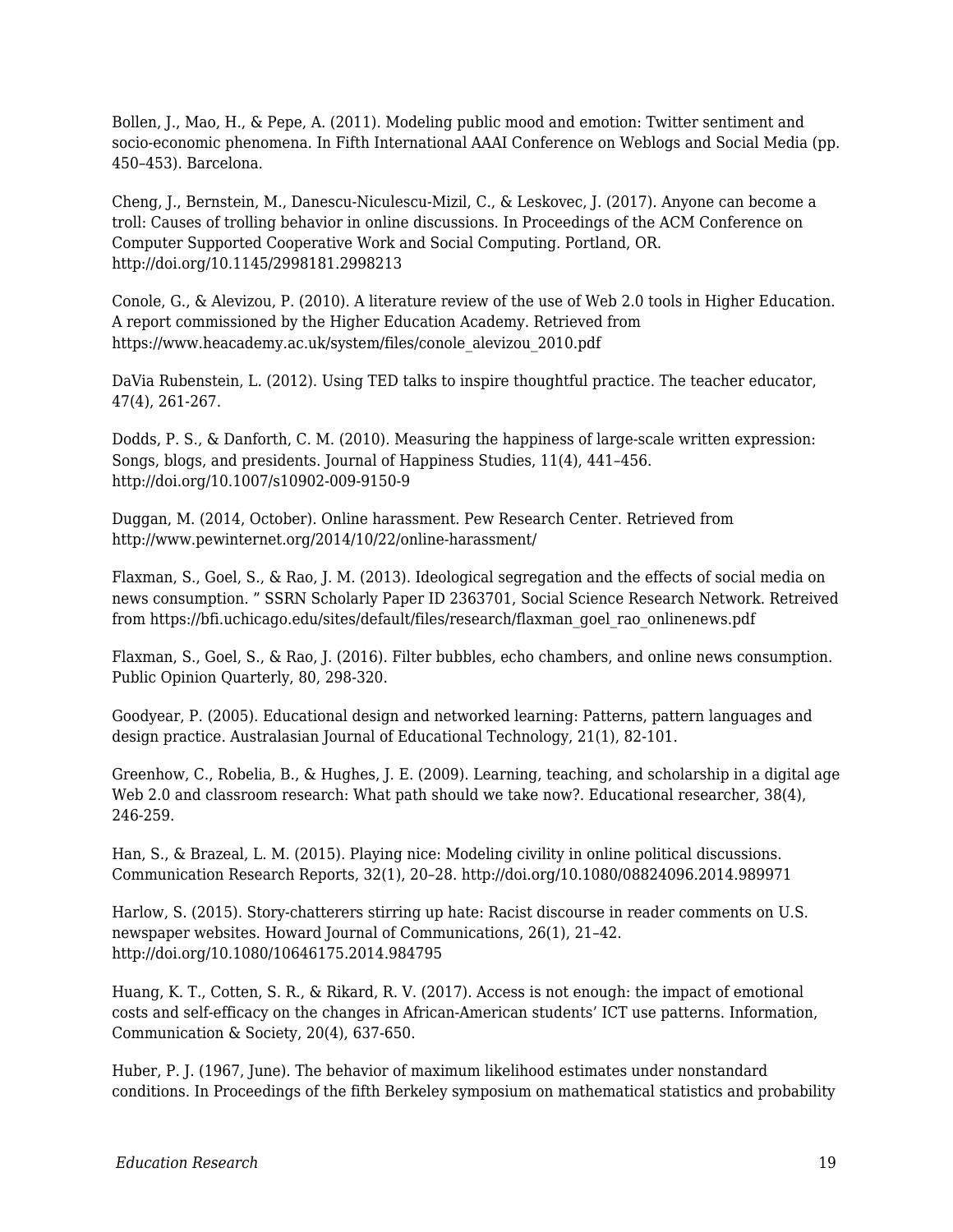Bollen, J., Mao, H., & Pepe, A. (2011). Modeling public mood and emotion: Twitter sentiment and socio-economic phenomena. In Fifth International AAAI Conference on Weblogs and Social Media (pp. 450–453). Barcelona.

Cheng, J., Bernstein, M., Danescu-Niculescu-Mizil, C., & Leskovec, J. (2017). Anyone can become a troll: Causes of trolling behavior in online discussions. In Proceedings of the ACM Conference on Computer Supported Cooperative Work and Social Computing. Portland, OR. http://doi.org/10.1145/2998181.2998213

Conole, G., & Alevizou, P. (2010). A literature review of the use of Web 2.0 tools in Higher Education. A report commissioned by the Higher Education Academy. Retrieved from https://www.heacademy.ac.uk/system/files/conole_alevizou_2010.pdf

DaVia Rubenstein, L. (2012). Using TED talks to inspire thoughtful practice. The teacher educator, 47(4), 261-267.

Dodds, P. S., & Danforth, C. M. (2010). Measuring the happiness of large-scale written expression: Songs, blogs, and presidents. Journal of Happiness Studies, 11(4), 441–456. http://doi.org/10.1007/s10902-009-9150-9

Duggan, M. (2014, October). Online harassment. Pew Research Center. Retrieved from http://www.pewinternet.org/2014/10/22/online-harassment/

Flaxman, S., Goel, S., & Rao, J. M. (2013). Ideological segregation and the effects of social media on news consumption. " SSRN Scholarly Paper ID 2363701, Social Science Research Network. Retreived from https://bfi.uchicago.edu/sites/default/files/research/flaxman_goel_rao_onlinenews.pdf

Flaxman, S., Goel, S., & Rao, J. (2016). Filter bubbles, echo chambers, and online news consumption. Public Opinion Quarterly, 80, 298-320.

Goodyear, P. (2005). Educational design and networked learning: Patterns, pattern languages and design practice. Australasian Journal of Educational Technology, 21(1), 82-101.

Greenhow, C., Robelia, B., & Hughes, J. E. (2009). Learning, teaching, and scholarship in a digital age Web 2.0 and classroom research: What path should we take now?. Educational researcher, 38(4), 246-259.

Han, S., & Brazeal, L. M. (2015). Playing nice: Modeling civility in online political discussions. Communication Research Reports, 32(1), 20–28. http://doi.org/10.1080/08824096.2014.989971

Harlow, S. (2015). Story-chatterers stirring up hate: Racist discourse in reader comments on U.S. newspaper websites. Howard Journal of Communications, 26(1), 21–42. http://doi.org/10.1080/10646175.2014.984795

Huang, K. T., Cotten, S. R., & Rikard, R. V. (2017). Access is not enough: the impact of emotional costs and self-efficacy on the changes in African-American students' ICT use patterns. Information, Communication & Society, 20(4), 637-650.

Huber, P. J. (1967, June). The behavior of maximum likelihood estimates under nonstandard conditions. In Proceedings of the fifth Berkeley symposium on mathematical statistics and probability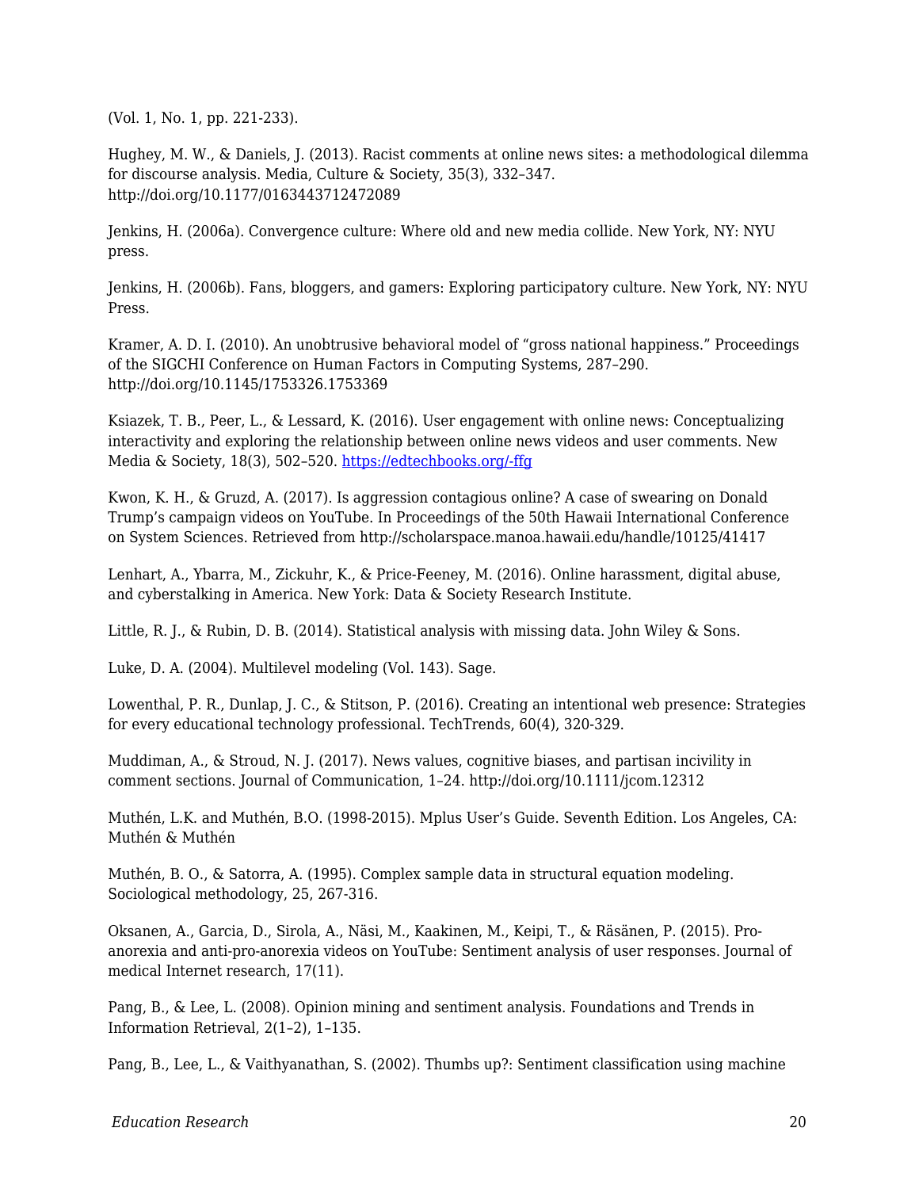(Vol. 1, No. 1, pp. 221-233).

Hughey, M. W., & Daniels, J. (2013). Racist comments at online news sites: a methodological dilemma for discourse analysis. Media, Culture & Society, 35(3), 332–347. http://doi.org/10.1177/0163443712472089

Jenkins, H. (2006a). Convergence culture: Where old and new media collide. New York, NY: NYU press.

Jenkins, H. (2006b). Fans, bloggers, and gamers: Exploring participatory culture. New York, NY: NYU Press.

Kramer, A. D. I. (2010). An unobtrusive behavioral model of "gross national happiness." Proceedings of the SIGCHI Conference on Human Factors in Computing Systems, 287–290. http://doi.org/10.1145/1753326.1753369

Ksiazek, T. B., Peer, L., & Lessard, K. (2016). User engagement with online news: Conceptualizing interactivity and exploring the relationship between online news videos and user comments. New Media & Society, 18(3), 502–520. [https://edtechbooks.org/-ffg](https://edtechbooks.org/-ffg)

Kwon, K. H., & Gruzd, A. (2017). Is aggression contagious online? A case of swearing on Donald Trump's campaign videos on YouTube. In Proceedings of the 50th Hawaii International Conference on System Sciences. Retrieved from http://scholarspace.manoa.hawaii.edu/handle/10125/41417

Lenhart, A., Ybarra, M., Zickuhr, K., & Price-Feeney, M. (2016). Online harassment, digital abuse, and cyberstalking in America. New York: Data & Society Research Institute.

Little, R. J., & Rubin, D. B. (2014). Statistical analysis with missing data. John Wiley & Sons.

Luke, D. A. (2004). Multilevel modeling (Vol. 143). Sage.

Lowenthal, P. R., Dunlap, J. C., & Stitson, P. (2016). Creating an intentional web presence: Strategies for every educational technology professional. TechTrends, 60(4), 320-329.

Muddiman, A., & Stroud, N. J. (2017). News values, cognitive biases, and partisan incivility in comment sections. Journal of Communication, 1–24. http://doi.org/10.1111/jcom.12312

Muthén, L.K. and Muthén, B.O. (1998-2015). Mplus User's Guide. Seventh Edition. Los Angeles, CA: Muthén & Muthén

Muthén, B. O., & Satorra, A. (1995). Complex sample data in structural equation modeling. Sociological methodology, 25, 267-316.

Oksanen, A., Garcia, D., Sirola, A., Näsi, M., Kaakinen, M., Keipi, T., & Räsänen, P. (2015). Pro-anorexia and anti-pro-anorexia videos on YouTube: Sentiment analysis of user responses. Journal of medical Internet research, 17(11).

Pang, B., & Lee, L. (2008). Opinion mining and sentiment analysis. Foundations and Trends in Information Retrieval, 2(1–2), 1–135.

Pang, B., Lee, L., & Vaithyanathan, S. (2002). Thumbs up?: Sentiment classification using machine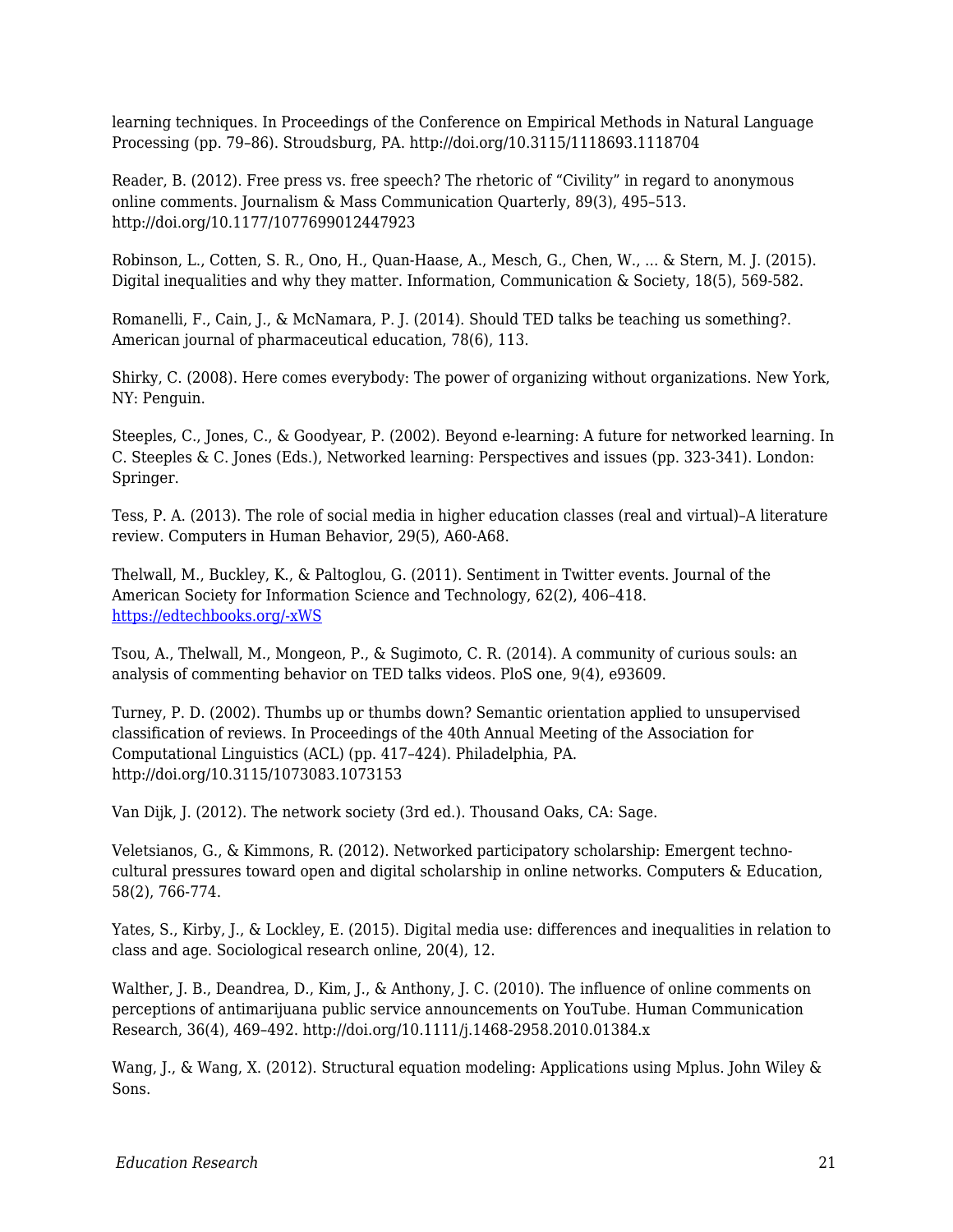learning techniques. In Proceedings of the Conference on Empirical Methods in Natural Language Processing (pp. 79–86). Stroudsburg, PA. http://doi.org/10.3115/1118693.1118704

Reader, B. (2012). Free press vs. free speech? The rhetoric of “Civility” in regard to anonymous online comments. Journalism & Mass Communication Quarterly, 89(3), 495–513. http://doi.org/10.1177/1077699012447923

Robinson, L., Cotten, S. R., Ono, H., Quan-Haase, A., Mesch, G., Chen, W., ... & Stern, M. J. (2015). Digital inequalities and why they matter. Information, Communication & Society, 18(5), 569-582.

Romanelli, F., Cain, J., & McNamara, P. J. (2014). Should TED talks be teaching us something?. American journal of pharmaceutical education, 78(6), 113.

Shirky, C. (2008). Here comes everybody: The power of organizing without organizations. New York, NY: Penguin.

Steeples, C., Jones, C., & Goodyear, P. (2002). Beyond e-learning: A future for networked learning. In C. Steeples & C. Jones (Eds.), Networked learning: Perspectives and issues (pp. 323-341). London: Springer.

Tess, P. A. (2013). The role of social media in higher education classes (real and virtual)–A literature review. Computers in Human Behavior, 29(5), A60-A68.

Thelwall, M., Buckley, K., & Paltoglou, G. (2011). Sentiment in Twitter events. Journal of the American Society for Information Science and Technology, 62(2), 406–418. [https://edtechbooks.org/-xWS](https://edtechbooks.org/-xWS)

Tsou, A., Thelwall, M., Mongeon, P., & Sugimoto, C. R. (2014). A community of curious souls: an analysis of commenting behavior on TED talks videos. PloS one, 9(4), e93609.

Turney, P. D. (2002). Thumbs up or thumbs down? Semantic orientation applied to unsupervised classification of reviews. In Proceedings of the 40th Annual Meeting of the Association for Computational Linguistics (ACL) (pp. 417–424). Philadelphia, PA. http://doi.org/10.3115/1073083.1073153

Van Dijk, J. (2012). The network society (3rd ed.). Thousand Oaks, CA: Sage.

Veletsianos, G., & Kimmons, R. (2012). Networked participatory scholarship: Emergent techno-cultural pressures toward open and digital scholarship in online networks. Computers & Education, 58(2), 766-774.

Yates, S., Kirby, J., & Lockley, E. (2015). Digital media use: differences and inequalities in relation to class and age. Sociological research online, 20(4), 12.

Walther, J. B., Deandrea, D., Kim, J., & Anthony, J. C. (2010). The influence of online comments on perceptions of antimarijuana public service announcements on YouTube. Human Communication Research, 36(4), 469–492. http://doi.org/10.1111/j.1468-2958.2010.01384.x

Wang, J., & Wang, X. (2012). Structural equation modeling: Applications using Mplus. John Wiley & Sons.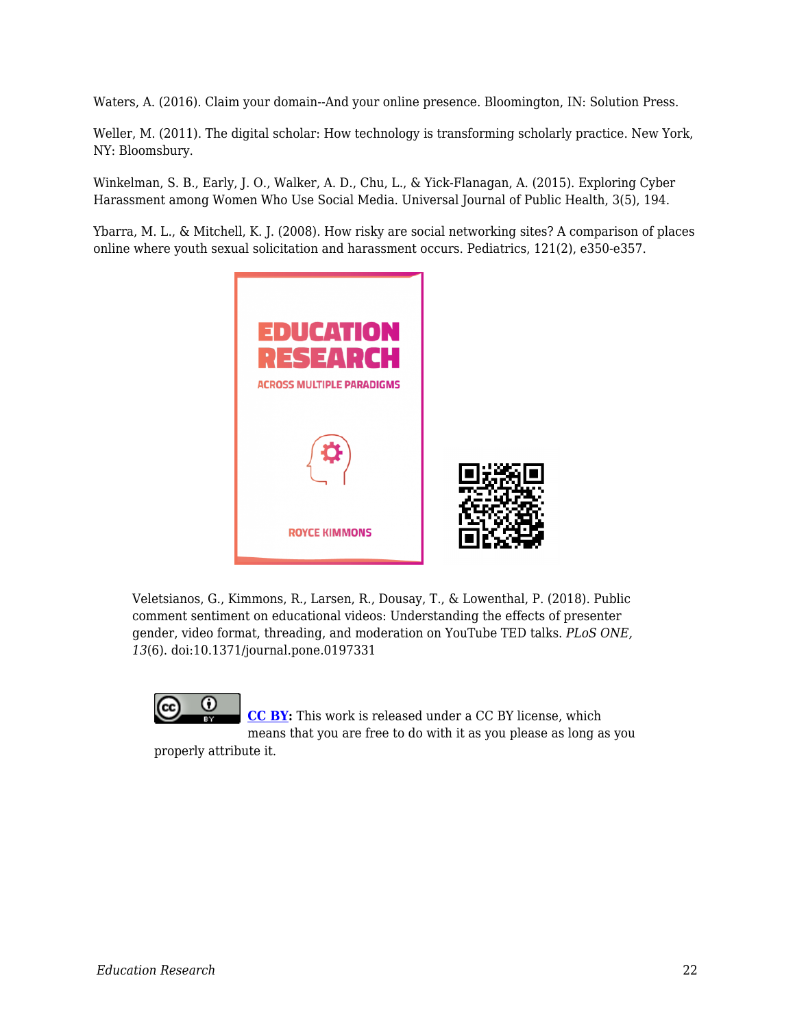Waters, A. (2016). Claim your domain--And your online presence. Bloomington, IN: Solution Press.

Weller, M. (2011). The digital scholar: How technology is transforming scholarly practice. New York, NY: Bloomsbury.

Winkelman, S. B., Early, J. O., Walker, A. D., Chu, L., & Yick-Flanagan, A. (2015). Exploring Cyber Harassment among Women Who Use Social Media. Universal Journal of Public Health, 3(5), 194.

Ybarra, M. L., & Mitchell, K. J. (2008). How risky are social networking sites? A comparison of places online where youth sexual solicitation and harassment occurs. Pediatrics, 121(2), e350-e357.

Veletsianos, G., Kimmons, R., Larsen, R., Dousay, T., & Lowenthal, P. (2018). Public comment sentiment on educational videos: Understanding the effects of presenter gender, video format, threading, and moderation on YouTube TED talks. *PLoS ONE, 13*(6). doi:10.1371/journal.pone.0197331

**CC BY:** This work is released under a CC BY license, which means that you are free to do with it as you please as long as you properly attribute it.